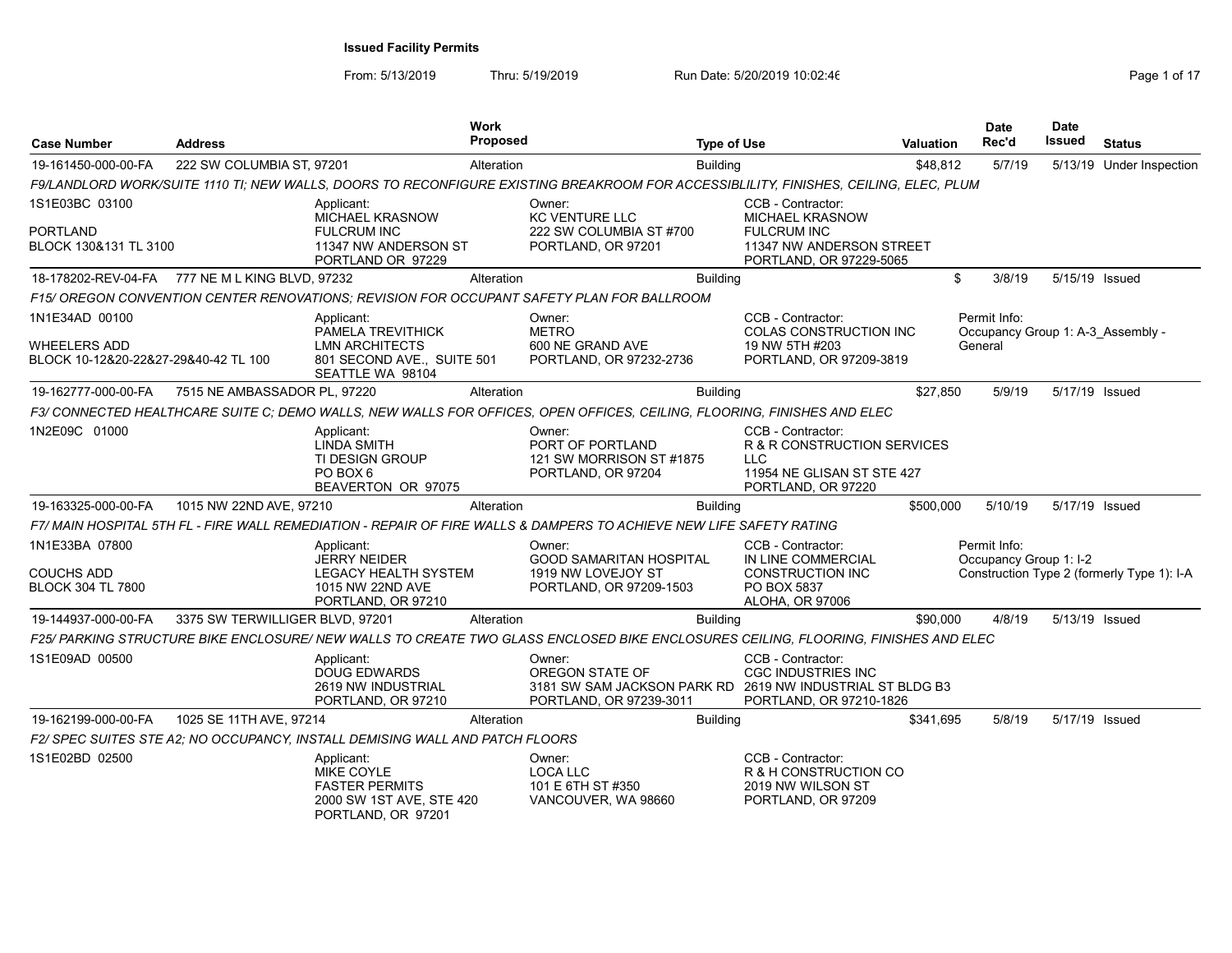**Issued Facility Permits**

From: 5/13/2019 Thru: 5/19/2019 Run Date: 5/20/2019 10:02:46

| Case Number | Address | Work Proposed | Type of Use | Valuation | Date Rec'd | Date Issued | Status |
|---|---|---|---|---|---|---|---|
| 19-161450-000-00-FA | 222 SW COLUMBIA ST, 97201 | Alteration | Building | $48,812 | 5/7/19 | 5/13/19 | Under Inspection |

*F9/LANDLORD WORK/SUITE 1110 TI; NEW WALLS, DOORS TO RECONFIGURE EXISTING BREAKROOM FOR ACCESSIBLILITY, FINISHES, CEILING, ELEC, PLUM*

1S1E03BC 03100
PORTLAND
BLOCK 130&131 TL 3100

Applicant: MICHAEL KRASNOW, FULCRUM INC, 11347 NW ANDERSON ST, PORTLAND OR 97229

Owner: KC VENTURE LLC, 222 SW COLUMBIA ST #700, PORTLAND, OR 97201

CCB - Contractor: MICHAEL KRASNOW, FULCRUM INC, 11347 NW ANDERSON STREET, PORTLAND, OR 97229-5065

---

| Case Number | Address | Work Proposed | Type of Use | Valuation | Date Rec'd | Date Issued | Status |
|---|---|---|---|---|---|---|---|
| 18-178202-REV-04-FA | 777 NE M L KING BLVD, 97232 | Alteration | Building | $ | 3/8/19 | 5/15/19 | Issued |

*F15/ OREGON CONVENTION CENTER RENOVATIONS; REVISION FOR OCCUPANT SAFETY PLAN FOR BALLROOM*

1N1E34AD 00100
WHEELERS ADD
BLOCK 10-12&20-22&27-29&40-42 TL 100

Applicant: PAMELA TREVITHICK, LMN ARCHITECTS, 801 SECOND AVE., SUITE 501, SEATTLE WA 98104

Owner: METRO, 600 NE GRAND AVE, PORTLAND, OR 97232-2736

CCB - Contractor: COLAS CONSTRUCTION INC, 19 NW 5TH #203, PORTLAND, OR 97209-3819

Permit Info: Occupancy Group 1: A-3_Assembly - General

---

| Case Number | Address | Work Proposed | Type of Use | Valuation | Date Rec'd | Date Issued | Status |
|---|---|---|---|---|---|---|---|
| 19-162777-000-00-FA | 7515 NE AMBASSADOR PL, 97220 | Alteration | Building | $27,850 | 5/9/19 | 5/17/19 | Issued |

*F3/ CONNECTED HEALTHCARE SUITE C; DEMO WALLS, NEW WALLS FOR OFFICES, OPEN OFFICES, CEILING, FLOORING, FINISHES AND ELEC*

1N2E09C 01000

Applicant: LINDA SMITH, TI DESIGN GROUP, PO BOX 6, BEAVERTON OR 97075

Owner: PORT OF PORTLAND, 121 SW MORRISON ST #1875, PORTLAND, OR 97204

CCB - Contractor: R & R CONSTRUCTION SERVICES LLC, 11954 NE GLISAN ST STE 427, PORTLAND, OR 97220

---

| Case Number | Address | Work Proposed | Type of Use | Valuation | Date Rec'd | Date Issued | Status |
|---|---|---|---|---|---|---|---|
| 19-163325-000-00-FA | 1015 NW 22ND AVE, 97210 | Alteration | Building | $500,000 | 5/10/19 | 5/17/19 | Issued |

*F7/ MAIN HOSPITAL 5TH FL - FIRE WALL REMEDIATION - REPAIR OF FIRE WALLS & DAMPERS TO ACHIEVE NEW LIFE SAFETY RATING*

1N1E33BA 07800
COUCHS ADD
BLOCK 304 TL 7800

Applicant: JERRY NEIDER, LEGACY HEALTH SYSTEM, 1015 NW 22ND AVE, PORTLAND, OR 97210

Owner: GOOD SAMARITAN HOSPITAL, 1919 NW LOVEJOY ST, PORTLAND, OR 97209-1503

CCB - Contractor: IN LINE COMMERCIAL CONSTRUCTION INC, PO BOX 5837, ALOHA, OR 97006

Permit Info: Occupancy Group 1: I-2; Construction Type 2 (formerly Type 1): I-A

---

| Case Number | Address | Work Proposed | Type of Use | Valuation | Date Rec'd | Date Issued | Status |
|---|---|---|---|---|---|---|---|
| 19-144937-000-00-FA | 3375 SW TERWILLIGER BLVD, 97201 | Alteration | Building | $90,000 | 4/8/19 | 5/13/19 | Issued |

*F25/ PARKING STRUCTURE BIKE ENCLOSURE/ NEW WALLS TO CREATE TWO GLASS ENCLOSED BIKE ENCLOSURES CEILING, FLOORING, FINISHES AND ELEC*

1S1E09AD 00500

Applicant: DOUG EDWARDS, 2619 NW INDUSTRIAL, PORTLAND, OR 97210

Owner: OREGON STATE OF, 3181 SW SAM JACKSON PARK RD, PORTLAND, OR 97239-3011

CCB - Contractor: CGC INDUSTRIES INC, 2619 NW INDUSTRIAL ST BLDG B3, PORTLAND, OR 97210-1826

---

| Case Number | Address | Work Proposed | Type of Use | Valuation | Date Rec'd | Date Issued | Status |
|---|---|---|---|---|---|---|---|
| 19-162199-000-00-FA | 1025 SE 11TH AVE, 97214 | Alteration | Building | $341,695 | 5/8/19 | 5/17/19 | Issued |

*F2/ SPEC SUITES STE A2; NO OCCUPANCY, INSTALL DEMISING WALL AND PATCH FLOORS*

1S1E02BD 02500

Applicant: MIKE COYLE, FASTER PERMITS, 2000 SW 1ST AVE, STE 420, PORTLAND, OR 97201

Owner: LOCA LLC, 101 E 6TH ST #350, VANCOUVER, WA 98660

CCB - Contractor: R & H CONSTRUCTION CO, 2019 NW WILSON ST, PORTLAND, OR 97209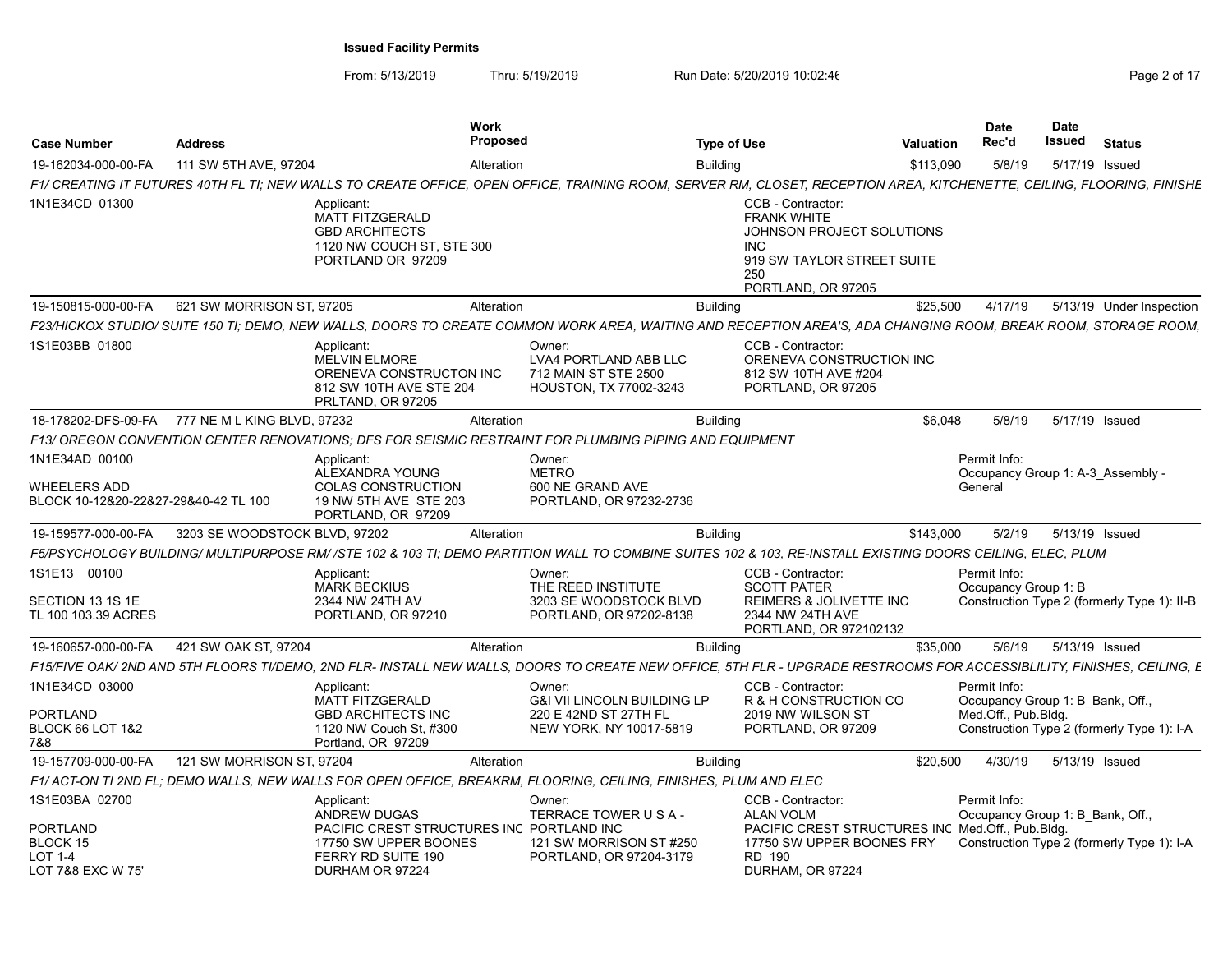**Issued Facility Permits**

From: 5/13/2019 Thru: 5/19/2019 Run Date: 5/20/2019 10:02:46

| Case Number | Address | Work Proposed | Type of Use | Valuation | Date Rec'd | Date Issued | Status |
|---|---|---|---|---|---|---|---|
| 19-162034-000-00-FA | 111 SW 5TH AVE, 97204 | Alteration | Building | $113,090 | 5/8/19 | 5/17/19 | Issued |

*F1/ CREATING IT FUTURES 40TH FL TI; NEW WALLS TO CREATE OFFICE, OPEN OFFICE, TRAINING ROOM, SERVER RM, CLOSET, RECEPTION AREA, KITCHENETTE, CEILING, FLOORING, FINISHE*

1N1E34CD 01300

Applicant: MATT FITZGERALD, GBD ARCHITECTS, 1120 NW COUCH ST, STE 300, PORTLAND OR 97209

CCB - Contractor: FRANK WHITE, JOHNSON PROJECT SOLUTIONS INC, 919 SW TAYLOR STREET SUITE 250, PORTLAND, OR 97205

| Case Number | Address | Work Proposed | Type of Use | Valuation | Date Rec'd | Date Issued | Status |
|---|---|---|---|---|---|---|---|
| 19-150815-000-00-FA | 621 SW MORRISON ST, 97205 | Alteration | Building | $25,500 | 4/17/19 | 5/13/19 | Under Inspection |

*F23/HICKOX STUDIO/ SUITE 150 TI; DEMO, NEW WALLS, DOORS TO CREATE COMMON WORK AREA, WAITING AND RECEPTION AREA'S, ADA CHANGING ROOM, BREAK ROOM, STORAGE ROOM,*

1S1E03BB 01800

Applicant: MELVIN ELMORE, ORENEVA CONSTRUCTON INC, 812 SW 10TH AVE STE 204, PRLTAND, OR 97205

Owner: LVA4 PORTLAND ABB LLC, 712 MAIN ST STE 2500, HOUSTON, TX 77002-3243

CCB - Contractor: ORENEVA CONSTRUCTION INC, 812 SW 10TH AVE #204, PORTLAND, OR 97205

| Case Number | Address | Work Proposed | Type of Use | Valuation | Date Rec'd | Date Issued | Status |
|---|---|---|---|---|---|---|---|
| 18-178202-DFS-09-FA | 777 NE M L KING BLVD, 97232 | Alteration | Building | $6,048 | 5/8/19 | 5/17/19 | Issued |

*F13/ OREGON CONVENTION CENTER RENOVATIONS; DFS FOR SEISMIC RESTRAINT FOR PLUMBING PIPING AND EQUIPMENT*

1N1E34AD 00100

WHEELERS ADD
BLOCK 10-12&20-22&27-29&40-42 TL 100

Applicant: ALEXANDRA YOUNG, COLAS CONSTRUCTION, 19 NW 5TH AVE STE 203, PORTLAND, OR 97209

Owner: METRO, 600 NE GRAND AVE, PORTLAND, OR 97232-2736

Permit Info: Occupancy Group 1: A-3_Assembly - General

| Case Number | Address | Work Proposed | Type of Use | Valuation | Date Rec'd | Date Issued | Status |
|---|---|---|---|---|---|---|---|
| 19-159577-000-00-FA | 3203 SE WOODSTOCK BLVD, 97202 | Alteration | Building | $143,000 | 5/2/19 | 5/13/19 | Issued |

*F5/PSYCHOLOGY BUILDING/ MULTIPURPOSE RM/ /STE 102 & 103 TI; DEMO PARTITION WALL TO COMBINE SUITES 102 & 103, RE-INSTALL EXISTING DOORS CEILING, ELEC, PLUM*

1S1E13 00100

SECTION 13 1S 1E
TL 100 103.39 ACRES

Applicant: MARK BECKIUS, 2344 NW 24TH AV, PORTLAND, OR 97210

Owner: THE REED INSTITUTE, 3203 SE WOODSTOCK BLVD, PORTLAND, OR 97202-8138

CCB - Contractor: SCOTT PATER, REIMERS & JOLIVETTE INC, 2344 NW 24TH AVE, PORTLAND, OR 972102132

Permit Info: Occupancy Group 1: B; Construction Type 2 (formerly Type 1): II-B

| Case Number | Address | Work Proposed | Type of Use | Valuation | Date Rec'd | Date Issued | Status |
|---|---|---|---|---|---|---|---|
| 19-160657-000-00-FA | 421 SW OAK ST, 97204 | Alteration | Building | $35,000 | 5/6/19 | 5/13/19 | Issued |

*F15/FIVE OAK/ 2ND AND 5TH FLOORS TI/DEMO, 2ND FLR- INSTALL NEW WALLS, DOORS TO CREATE NEW OFFICE, 5TH FLR - UPGRADE RESTROOMS FOR ACCESSIBLILITY, FINISHES, CEILING, E*

1N1E34CD 03000

PORTLAND
BLOCK 66 LOT 1&2
7&8

Applicant: MATT FITZGERALD, GBD ARCHITECTS INC, 1120 NW Couch St, #300, Portland, OR 97209

Owner: G&I VII LINCOLN BUILDING LP, 220 E 42ND ST 27TH FL, NEW YORK, NY 10017-5819

CCB - Contractor: R & H CONSTRUCTION CO, 2019 NW WILSON ST, PORTLAND, OR 97209

Permit Info: Occupancy Group 1: B_Bank, Off., Med.Off., Pub.Bldg.; Construction Type 2 (formerly Type 1): I-A

| Case Number | Address | Work Proposed | Type of Use | Valuation | Date Rec'd | Date Issued | Status |
|---|---|---|---|---|---|---|---|
| 19-157709-000-00-FA | 121 SW MORRISON ST, 97204 | Alteration | Building | $20,500 | 4/30/19 | 5/13/19 | Issued |

*F1/ ACT-ON TI 2ND FL; DEMO WALLS, NEW WALLS FOR OPEN OFFICE, BREAKRM, FLOORING, CEILING, FINISHES, PLUM AND ELEC*

1S1E03BA 02700

PORTLAND
BLOCK 15
LOT 1-4
LOT 7&8 EXC W 75'

Applicant: ANDREW DUGAS, PACIFIC CREST STRUCTURES INC, 17750 SW UPPER BOONES FERRY RD SUITE 190, DURHAM OR 97224

Owner: TERRACE TOWER U S A - PORTLAND INC, 121 SW MORRISON ST #250, PORTLAND, OR 97204-3179

CCB - Contractor: ALAN VOLM, PACIFIC CREST STRUCTURES INC, 17750 SW UPPER BOONES FRY RD 190, DURHAM, OR 97224

Permit Info: Occupancy Group 1: B_Bank, Off., Med.Off., Pub.Bldg.; Construction Type 2 (formerly Type 1): I-A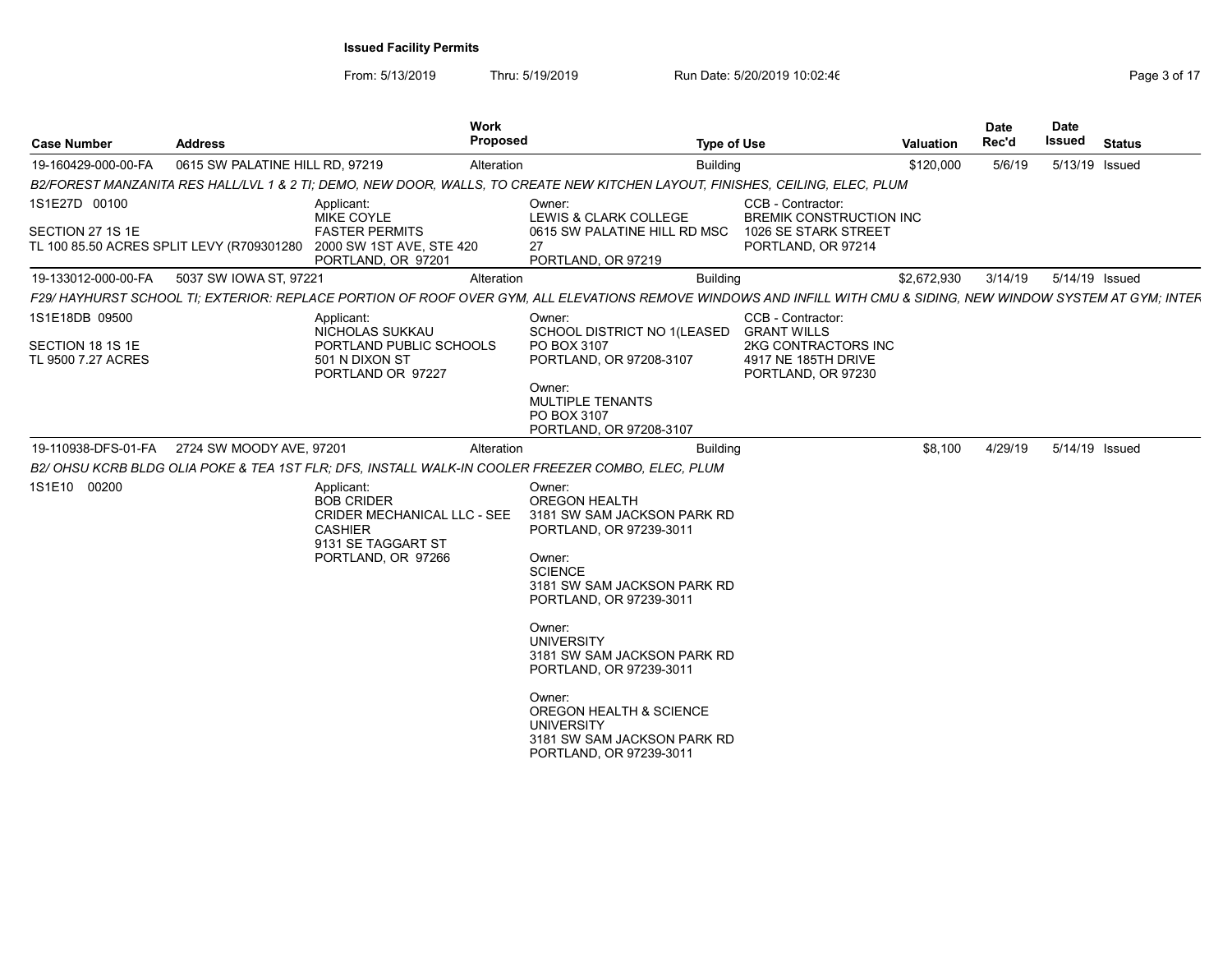**Issued Facility Permits**

From: 5/13/2019 Thru: 5/19/2019 Run Date: 5/20/2019 10:02:46

| Case Number | Address | Work Proposed | Type of Use | Valuation | Date Rec'd | Date Issued | Status |
|---|---|---|---|---|---|---|---|
| 19-160429-000-00-FA | 0615 SW PALATINE HILL RD, 97219 | Alteration | Building | $120,000 | 5/6/19 | 5/13/19 | Issued |

*B2/FOREST MANZANITA RES HALL/LVL 1 & 2 TI; DEMO, NEW DOOR, WALLS, TO CREATE NEW KITCHEN LAYOUT, FINISHES, CEILING, ELEC, PLUM*

1S1E27D 00100
SECTION 27 1S 1E
TL 100 85.50 ACRES SPLIT LEVY (R709301280

Applicant:
MIKE COYLE
FASTER PERMITS
2000 SW 1ST AVE, STE 420
PORTLAND, OR 97201

Owner:
LEWIS & CLARK COLLEGE
0615 SW PALATINE HILL RD MSC 27
PORTLAND, OR 97219

CCB - Contractor:
BREMIK CONSTRUCTION INC
1026 SE STARK STREET
PORTLAND, OR 97214

| Case Number | Address | Work Proposed | Type of Use | Valuation | Date Rec'd | Date Issued | Status |
|---|---|---|---|---|---|---|---|
| 19-133012-000-00-FA | 5037 SW IOWA ST, 97221 | Alteration | Building | $2,672,930 | 3/14/19 | 5/14/19 | Issued |

*F29/ HAYHURST SCHOOL TI; EXTERIOR: REPLACE PORTION OF ROOF OVER GYM, ALL ELEVATIONS REMOVE WINDOWS AND INFILL WITH CMU & SIDING, NEW WINDOW SYSTEM AT GYM; INTER*

1S1E18DB 09500
SECTION 18 1S 1E
TL 9500 7.27 ACRES

Applicant:
NICHOLAS SUKKAU
PORTLAND PUBLIC SCHOOLS
501 N DIXON ST
PORTLAND OR 97227

Owner:
SCHOOL DISTRICT NO 1(LEASED
PO BOX 3107
PORTLAND, OR 97208-3107

Owner:
MULTIPLE TENANTS
PO BOX 3107
PORTLAND, OR 97208-3107

CCB - Contractor:
GRANT WILLS
2KG CONTRACTORS INC
4917 NE 185TH DRIVE
PORTLAND, OR 97230

| Case Number | Address | Work Proposed | Type of Use | Valuation | Date Rec'd | Date Issued | Status |
|---|---|---|---|---|---|---|---|
| 19-110938-DFS-01-FA | 2724 SW MOODY AVE, 97201 | Alteration | Building | $8,100 | 4/29/19 | 5/14/19 | Issued |

*B2/ OHSU KCRB BLDG OLIA POKE & TEA 1ST FLR; DFS, INSTALL WALK-IN COOLER FREEZER COMBO, ELEC, PLUM*

1S1E10 00200

Applicant:
BOB CRIDER
CRIDER MECHANICAL LLC - SEE CASHIER
9131 SE TAGGART ST
PORTLAND, OR 97266

Owner:
OREGON HEALTH
3181 SW SAM JACKSON PARK RD
PORTLAND, OR 97239-3011

Owner:
SCIENCE
3181 SW SAM JACKSON PARK RD
PORTLAND, OR 97239-3011

Owner:
UNIVERSITY
3181 SW SAM JACKSON PARK RD
PORTLAND, OR 97239-3011

Owner:
OREGON HEALTH & SCIENCE UNIVERSITY
3181 SW SAM JACKSON PARK RD
PORTLAND, OR 97239-3011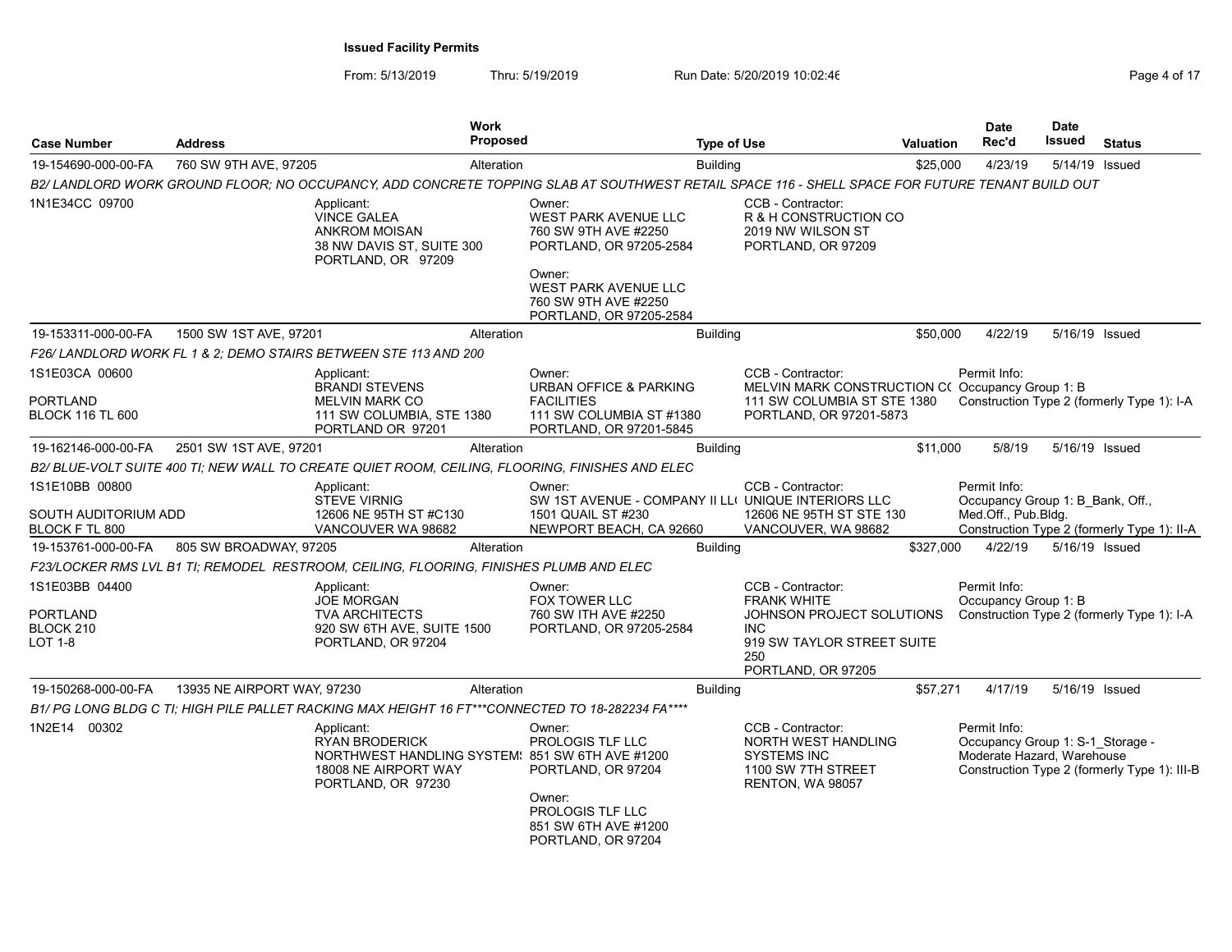**Issued Facility Permits**

From: 5/13/2019 Thru: 5/19/2019 Run Date: 5/20/2019 10:02:46

| Case Number | Address | Work Proposed | Type of Use | Valuation | Date Rec'd | Date Issued | Status |
|---|---|---|---|---|---|---|---|
| 19-154690-000-00-FA | 760 SW 9TH AVE, 97205 | Alteration | Building | $25,000 | 4/23/19 | 5/14/19 | Issued |

*B2/ LANDLORD WORK GROUND FLOOR; NO OCCUPANCY, ADD CONCRETE TOPPING SLAB AT SOUTHWEST RETAIL SPACE 116 - SHELL SPACE FOR FUTURE TENANT BUILD OUT*

1N1E34CC 09700

Applicant: VINCE GALEA, ANKROM MOISAN, 38 NW DAVIS ST, SUITE 300, PORTLAND, OR 97209

Owner: WEST PARK AVENUE LLC, 760 SW 9TH AVE #2250, PORTLAND, OR 97205-2584

Owner: WEST PARK AVENUE LLC, 760 SW 9TH AVE #2250, PORTLAND, OR 97205-2584

CCB - Contractor: R & H CONSTRUCTION CO, 2019 NW WILSON ST, PORTLAND, OR 97209

---

| Case Number | Address | Work Proposed | Type of Use | Valuation | Date Rec'd | Date Issued | Status |
|---|---|---|---|---|---|---|---|
| 19-153311-000-00-FA | 1500 SW 1ST AVE, 97201 | Alteration | Building | $50,000 | 4/22/19 | 5/16/19 | Issued |

*F26/ LANDLORD WORK FL 1 & 2; DEMO STAIRS BETWEEN STE 113 AND 200*

1S1E03CA 00600
PORTLAND
BLOCK 116 TL 600

Applicant: BRANDI STEVENS, MELVIN MARK CO, 111 SW COLUMBIA, STE 1380, PORTLAND OR 97201

Owner: URBAN OFFICE & PARKING FACILITIES, 111 SW COLUMBIA ST #1380, PORTLAND, OR 97201-5845

CCB - Contractor: MELVIN MARK CONSTRUCTION CO, 111 SW COLUMBIA ST STE 1380, PORTLAND, OR 97201-5873

Permit Info: Occupancy Group 1: B; Construction Type 2 (formerly Type 1): I-A

---

| Case Number | Address | Work Proposed | Type of Use | Valuation | Date Rec'd | Date Issued | Status |
|---|---|---|---|---|---|---|---|
| 19-162146-000-00-FA | 2501 SW 1ST AVE, 97201 | Alteration | Building | $11,000 | 5/8/19 | 5/16/19 | Issued |

*B2/ BLUE-VOLT SUITE 400 TI; NEW WALL TO CREATE QUIET ROOM, CEILING, FLOORING, FINISHES AND ELEC*

1S1E10BB 00800
SOUTH AUDITORIUM ADD
BLOCK F TL 800

Applicant: STEVE VIRNIG, 12606 NE 95TH ST #C130, VANCOUVER WA 98682

Owner: SW 1ST AVENUE - COMPANY II LLC, 1501 QUAIL ST #230, NEWPORT BEACH, CA 92660

CCB - Contractor: UNIQUE INTERIORS LLC, 12606 NE 95TH ST STE 130, VANCOUVER, WA 98682

Permit Info: Occupancy Group 1: B_Bank, Off., Med.Off., Pub.Bldg.; Construction Type 2 (formerly Type 1): II-A

---

| Case Number | Address | Work Proposed | Type of Use | Valuation | Date Rec'd | Date Issued | Status |
|---|---|---|---|---|---|---|---|
| 19-153761-000-00-FA | 805 SW BROADWAY, 97205 | Alteration | Building | $327,000 | 4/22/19 | 5/16/19 | Issued |

*F23/LOCKER RMS LVL B1 TI; REMODEL RESTROOM, CEILING, FLOORING, FINISHES PLUMB AND ELEC*

1S1E03BB 04400
PORTLAND
BLOCK 210
LOT 1-8

Applicant: JOE MORGAN, TVA ARCHITECTS, 920 SW 6TH AVE, SUITE 1500, PORTLAND, OR 97204

Owner: FOX TOWER LLC, 760 SW ITH AVE #2250, PORTLAND, OR 97205-2584

CCB - Contractor: FRANK WHITE, JOHNSON PROJECT SOLUTIONS INC, 919 SW TAYLOR STREET SUITE 250, PORTLAND, OR 97205

Permit Info: Occupancy Group 1: B; Construction Type 2 (formerly Type 1): I-A

---

| Case Number | Address | Work Proposed | Type of Use | Valuation | Date Rec'd | Date Issued | Status |
|---|---|---|---|---|---|---|---|
| 19-150268-000-00-FA | 13935 NE AIRPORT WAY, 97230 | Alteration | Building | $57,271 | 4/17/19 | 5/16/19 | Issued |

*B1/ PG LONG BLDG C TI; HIGH PILE PALLET RACKING MAX HEIGHT 16 FT***CONNECTED TO 18-282234 FA*****

1N2E14 00302

Applicant: RYAN BRODERICK, NORTHWEST HANDLING SYSTEMS, 18008 NE AIRPORT WAY, PORTLAND, OR 97230

Owner: PROLOGIS TLF LLC, 851 SW 6TH AVE #1200, PORTLAND, OR 97204

Owner: PROLOGIS TLF LLC, 851 SW 6TH AVE #1200, PORTLAND, OR 97204

CCB - Contractor: NORTH WEST HANDLING SYSTEMS INC, 1100 SW 7TH STREET, RENTON, WA 98057

Permit Info: Occupancy Group 1: S-1_Storage - Moderate Hazard, Warehouse; Construction Type 2 (formerly Type 1): III-B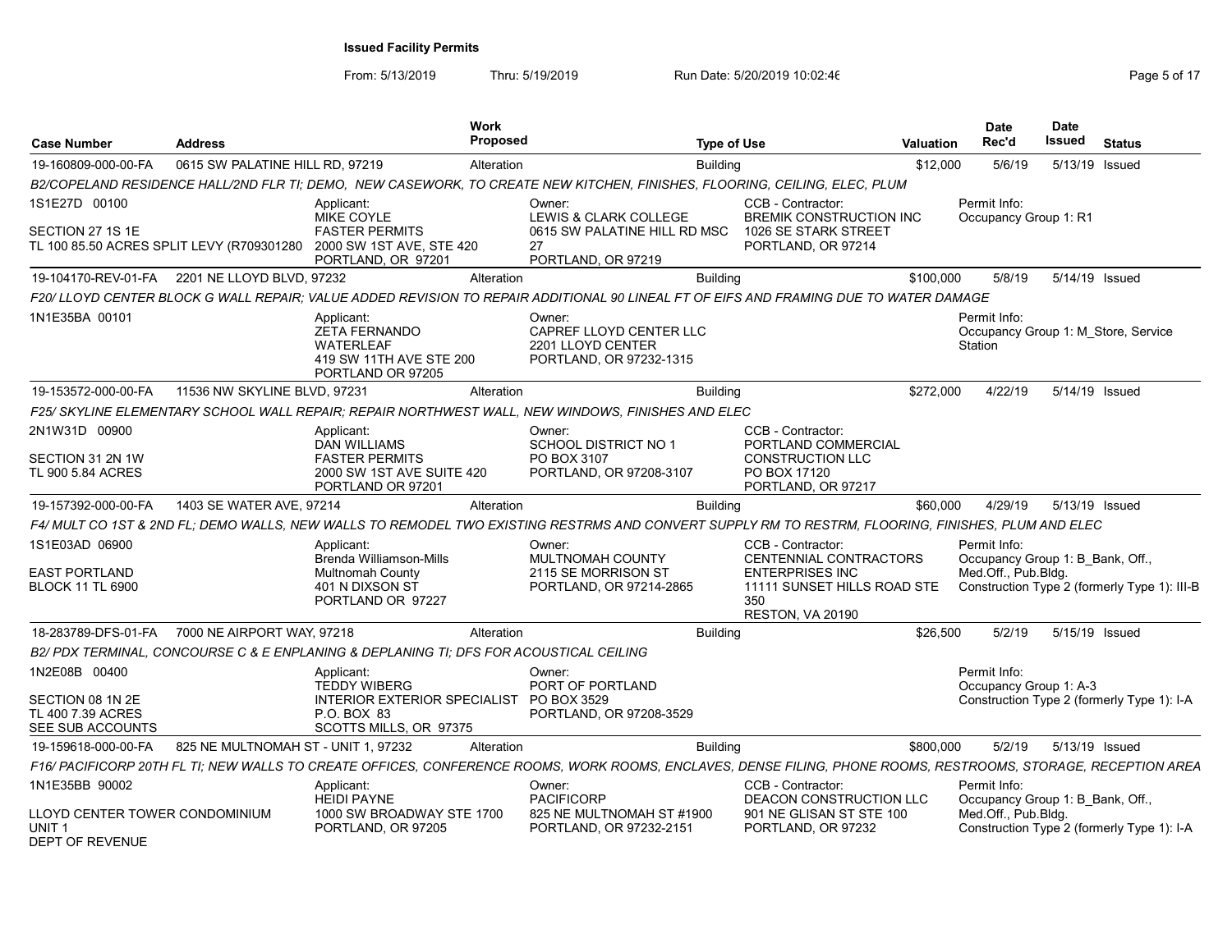**Issued Facility Permits**

From: 5/13/2019 Thru: 5/19/2019 Run Date: 5/20/2019 10:02:46

| Case Number | Address | Work Proposed | Type of Use | Valuation | Date Rec'd | Date Issued | Status |
|---|---|---|---|---|---|---|---|
| 19-160809-000-00-FA | 0615 SW PALATINE HILL RD, 97219 | Alteration | Building | $12,000 | 5/6/19 | 5/13/19 | Issued |

*B2/COPELAND RESIDENCE HALL/2ND FLR TI; DEMO, NEW CASEWORK, TO CREATE NEW KITCHEN, FINISHES, FLOORING, CEILING, ELEC, PLUM*

- 1S1E27D 00100
- SECTION 27 1S 1E
- TL 100 85.50 ACRES SPLIT LEVY (R709301280
- Applicant: MIKE COYLE, FASTER PERMITS, 2000 SW 1ST AVE, STE 420, PORTLAND, OR 97201
- Owner: LEWIS & CLARK COLLEGE, 0615 SW PALATINE HILL RD MSC 27, PORTLAND, OR 97219
- CCB - Contractor: BREMIK CONSTRUCTION INC, 1026 SE STARK STREET, PORTLAND, OR 97214
- Permit Info: Occupancy Group 1: R1

| Case Number | Address | Work Proposed | Type of Use | Valuation | Date Rec'd | Date Issued | Status |
|---|---|---|---|---|---|---|---|
| 19-104170-REV-01-FA | 2201 NE LLOYD BLVD, 97232 | Alteration | Building | $100,000 | 5/8/19 | 5/14/19 | Issued |

*F20/ LLOYD CENTER BLOCK G WALL REPAIR; VALUE ADDED REVISION TO REPAIR ADDITIONAL 90 LINEAL FT OF EIFS AND FRAMING DUE TO WATER DAMAGE*

- 1N1E35BA 00101
- Applicant: ZETA FERNANDO, WATERLEAF, 419 SW 11TH AVE STE 200, PORTLAND OR 97205
- Owner: CAPREF LLOYD CENTER LLC, 2201 LLOYD CENTER, PORTLAND, OR 97232-1315
- Permit Info: Occupancy Group 1: M_Store, Service Station

| Case Number | Address | Work Proposed | Type of Use | Valuation | Date Rec'd | Date Issued | Status |
|---|---|---|---|---|---|---|---|
| 19-153572-000-00-FA | 11536 NW SKYLINE BLVD, 97231 | Alteration | Building | $272,000 | 4/22/19 | 5/14/19 | Issued |

*F25/ SKYLINE ELEMENTARY SCHOOL WALL REPAIR; REPAIR NORTHWEST WALL, NEW WINDOWS, FINISHES AND ELEC*

- 2N1W31D 00900
- SECTION 31 2N 1W
- TL 900 5.84 ACRES
- Applicant: DAN WILLIAMS, FASTER PERMITS, 2000 SW 1ST AVE SUITE 420, PORTLAND OR 97201
- Owner: SCHOOL DISTRICT NO 1, PO BOX 3107, PORTLAND, OR 97208-3107
- CCB - Contractor: PORTLAND COMMERCIAL CONSTRUCTION LLC, PO BOX 17120, PORTLAND, OR 97217

| Case Number | Address | Work Proposed | Type of Use | Valuation | Date Rec'd | Date Issued | Status |
|---|---|---|---|---|---|---|---|
| 19-157392-000-00-FA | 1403 SE WATER AVE, 97214 | Alteration | Building | $60,000 | 4/29/19 | 5/13/19 | Issued |

*F4/ MULT CO 1ST & 2ND FL; DEMO WALLS, NEW WALLS TO REMODEL TWO EXISTING RESTRMS AND CONVERT SUPPLY RM TO RESTRM, FLOORING, FINISHES, PLUM AND ELEC*

- 1S1E03AD 06900
- EAST PORTLAND
- BLOCK 11 TL 6900
- Applicant: Brenda Williamson-Mills, Multnomah County, 401 N DIXSON ST, PORTLAND OR 97227
- Owner: MULTNOMAH COUNTY, 2115 SE MORRISON ST, PORTLAND, OR 97214-2865
- CCB - Contractor: CENTENNIAL CONTRACTORS ENTERPRISES INC, 11111 SUNSET HILLS ROAD STE 350, RESTON, VA 20190
- Permit Info: Occupancy Group 1: B_Bank, Off., Med.Off., Pub.Bldg. Construction Type 2 (formerly Type 1): III-B

| Case Number | Address | Work Proposed | Type of Use | Valuation | Date Rec'd | Date Issued | Status |
|---|---|---|---|---|---|---|---|
| 18-283789-DFS-01-FA | 7000 NE AIRPORT WAY, 97218 | Alteration | Building | $26,500 | 5/2/19 | 5/15/19 | Issued |

*B2/ PDX TERMINAL, CONCOURSE C & E ENPLANING & DEPLANING TI; DFS FOR ACOUSTICAL CEILING*

- 1N2E08B 00400
- SECTION 08 1N 2E
- TL 400 7.39 ACRES
- SEE SUB ACCOUNTS
- Applicant: TEDDY WIBERG, INTERIOR EXTERIOR SPECIALIST, P.O. BOX 83, SCOTTS MILLS, OR 97375
- Owner: PORT OF PORTLAND, PO BOX 3529, PORTLAND, OR 97208-3529
- Permit Info: Occupancy Group 1: A-3. Construction Type 2 (formerly Type 1): I-A

| Case Number | Address | Work Proposed | Type of Use | Valuation | Date Rec'd | Date Issued | Status |
|---|---|---|---|---|---|---|---|
| 19-159618-000-00-FA | 825 NE MULTNOMAH ST - UNIT 1, 97232 | Alteration | Building | $800,000 | 5/2/19 | 5/13/19 | Issued |

*F16/ PACIFICORP 20TH FL TI; NEW WALLS TO CREATE OFFICES, CONFERENCE ROOMS, WORK ROOMS, ENCLAVES, DENSE FILING, PHONE ROOMS, RESTROOMS, STORAGE, RECEPTION AREA*

- 1N1E35BB 90002
- LLOYD CENTER TOWER CONDOMINIUM
- UNIT 1
- DEPT OF REVENUE
- Applicant: HEIDI PAYNE, 1000 SW BROADWAY STE 1700, PORTLAND, OR 97205
- Owner: PACIFICORP, 825 NE MULTNOMAH ST #1900, PORTLAND, OR 97232-2151
- CCB - Contractor: DEACON CONSTRUCTION LLC, 901 NE GLISAN ST STE 100, PORTLAND, OR 97232
- Permit Info: Occupancy Group 1: B_Bank, Off., Med.Off., Pub.Bldg. Construction Type 2 (formerly Type 1): I-A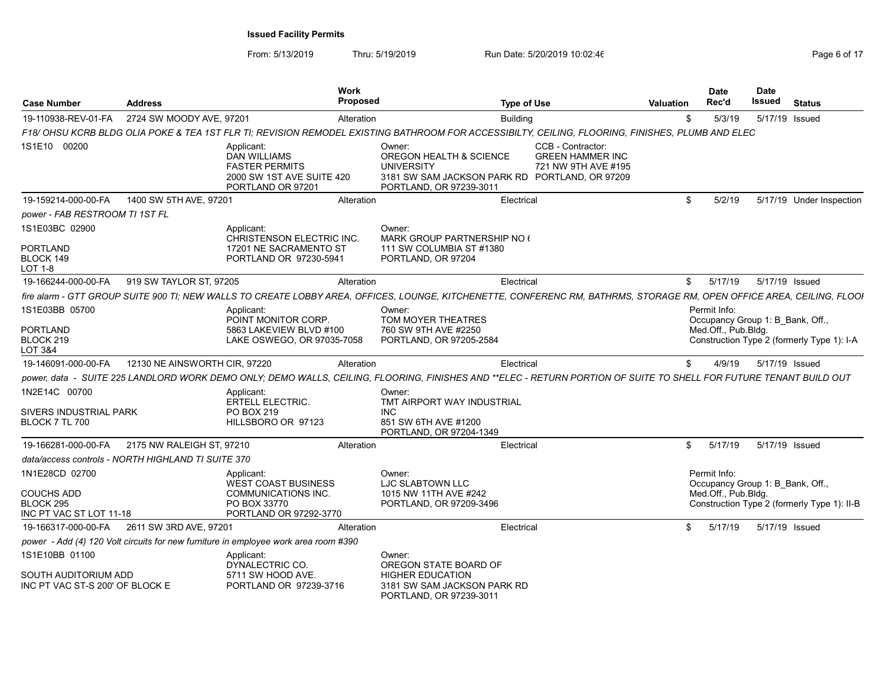## Issued Facility Permits

From: 5/13/2019 Thru: 5/19/2019 Run Date: 5/20/2019 10:02:46

| Case Number | Address | Work Proposed | Type of Use | Valuation | Date Rec'd | Date Issued | Status |
|---|---|---|---|---|---|---|---|
| 19-110938-REV-01-FA | 2724 SW MOODY AVE, 97201 | Alteration | Building | $ | 5/3/19 | 5/17/19 | Issued |

*F18/ OHSU KCRB BLDG OLIA POKE & TEA 1ST FLR TI; REVISION REMODEL EXISTING BATHROOM FOR ACCESSIBILTY, CEILING, FLOORING, FINISHES, PLUMB AND ELEC*

1S1E10 00200

Applicant: DAN WILLIAMS, FASTER PERMITS, 2000 SW 1ST AVE SUITE 420, PORTLAND OR 97201

Owner: OREGON HEALTH & SCIENCE UNIVERSITY, 3181 SW SAM JACKSON PARK RD, PORTLAND, OR 97239-3011

CCB - Contractor: GREEN HAMMER INC, 721 NW 9TH AVE #195, PORTLAND, OR 97209

| Case Number | Address | Work Proposed | Type of Use | Valuation | Date Rec'd | Date Issued | Status |
|---|---|---|---|---|---|---|---|
| 19-159214-000-00-FA | 1400 SW 5TH AVE, 97201 | Alteration | Electrical | $ | 5/2/19 | 5/17/19 | Under Inspection |

*power - FAB RESTROOM TI 1ST FL*

1S1E03BC 02900

PORTLAND, BLOCK 149, LOT 1-8

Applicant: CHRISTENSON ELECTRIC INC., 17201 NE SACRAMENTO ST, PORTLAND OR 97230-5941

Owner: MARK GROUP PARTNERSHIP NO (, 111 SW COLUMBIA ST #1380, PORTLAND, OR 97204

| Case Number | Address | Work Proposed | Type of Use | Valuation | Date Rec'd | Date Issued | Status |
|---|---|---|---|---|---|---|---|
| 19-166244-000-00-FA | 919 SW TAYLOR ST, 97205 | Alteration | Electrical | $ | 5/17/19 | 5/17/19 | Issued |

*fire alarm - GTT GROUP SUITE 900 TI; NEW WALLS TO CREATE LOBBY AREA, OFFICES, LOUNGE, KITCHENETTE, CONFERENC RM, BATHRMS, STORAGE RM, OPEN OFFICE AREA, CEILING, FLOOI*

1S1E03BB 05700

PORTLAND, BLOCK 219, LOT 3&4

Applicant: POINT MONITOR CORP., 5863 LAKEVIEW BLVD #100, LAKE OSWEGO, OR 97035-7058

Owner: TOM MOYER THEATRES, 760 SW 9TH AVE #2250, PORTLAND, OR 97205-2584

Permit Info: Occupancy Group 1: B_Bank, Off., Med.Off., Pub.Bldg. Construction Type 2 (formerly Type 1): I-A

| Case Number | Address | Work Proposed | Type of Use | Valuation | Date Rec'd | Date Issued | Status |
|---|---|---|---|---|---|---|---|
| 19-146091-000-00-FA | 12130 NE AINSWORTH CIR, 97220 | Alteration | Electrical | $ | 4/9/19 | 5/17/19 | Issued |

*power, data - SUITE 225 LANDLORD WORK DEMO ONLY; DEMO WALLS, CEILING, FLOORING, FINISHES AND **ELEC - RETURN PORTION OF SUITE TO SHELL FOR FUTURE TENANT BUILD OUT*

1N2E14C 00700

SIVERS INDUSTRIAL PARK, BLOCK 7 TL 700

Applicant: ERTELL ELECTRIC., PO BOX 219, HILLSBORO OR 97123

Owner: TMT AIRPORT WAY INDUSTRIAL INC, 851 SW 6TH AVE #1200, PORTLAND, OR 97204-1349

| Case Number | Address | Work Proposed | Type of Use | Valuation | Date Rec'd | Date Issued | Status |
|---|---|---|---|---|---|---|---|
| 19-166281-000-00-FA | 2175 NW RALEIGH ST, 97210 | Alteration | Electrical | $ | 5/17/19 | 5/17/19 | Issued |

*data/access controls - NORTH HIGHLAND TI SUITE 370*

1N1E28CD 02700

COUCHS ADD, BLOCK 295, INC PT VAC ST LOT 11-18

Applicant: WEST COAST BUSINESS COMMUNICATIONS INC., PO BOX 33770, PORTLAND OR 97292-3770

Owner: LJC SLABTOWN LLC, 1015 NW 11TH AVE #242, PORTLAND, OR 97209-3496

Permit Info: Occupancy Group 1: B_Bank, Off., Med.Off., Pub.Bldg. Construction Type 2 (formerly Type 1): II-B

| Case Number | Address | Work Proposed | Type of Use | Valuation | Date Rec'd | Date Issued | Status |
|---|---|---|---|---|---|---|---|
| 19-166317-000-00-FA | 2611 SW 3RD AVE, 97201 | Alteration | Electrical | $ | 5/17/19 | 5/17/19 | Issued |

*power - Add (4) 120 Volt circuits for new furniture in employee work area room #390*

1S1E10BB 01100

SOUTH AUDITORIUM ADD, INC PT VAC ST-S 200' OF BLOCK E

Applicant: DYNALECTRIC CO., 5711 SW HOOD AVE., PORTLAND OR 97239-3716

Owner: OREGON STATE BOARD OF HIGHER EDUCATION, 3181 SW SAM JACKSON PARK RD, PORTLAND, OR 97239-3011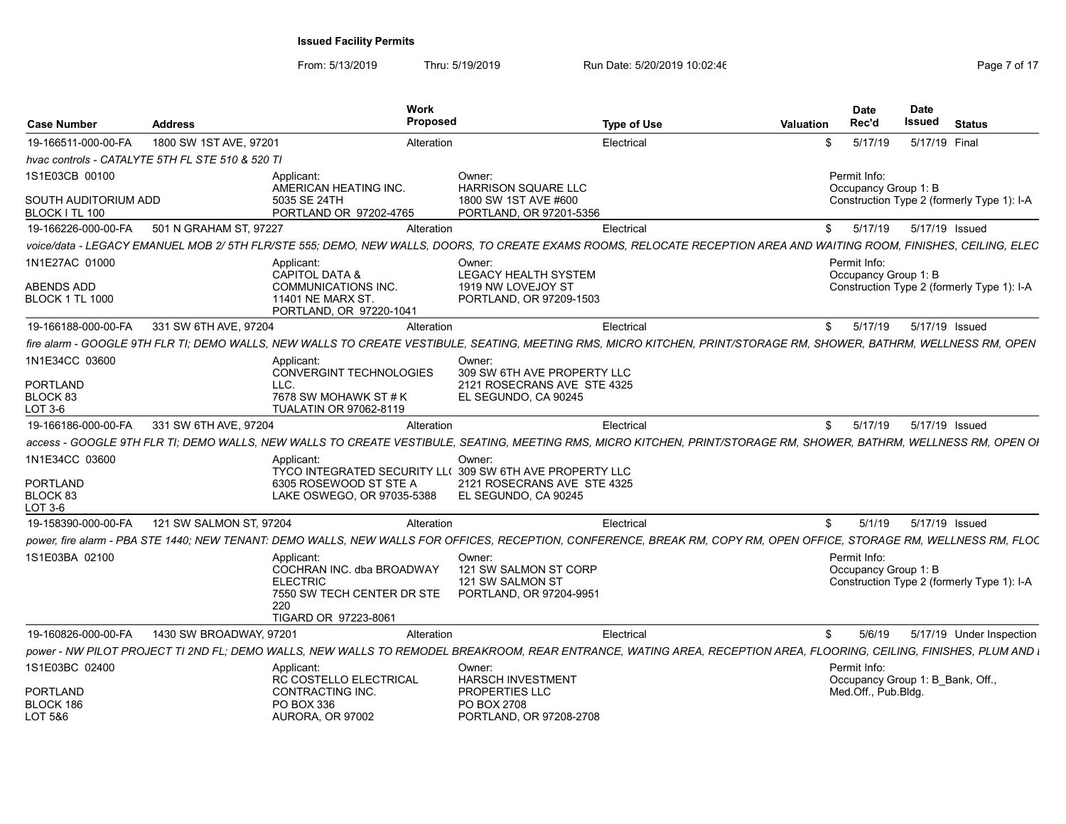## Issued Facility Permits

From: 5/13/2019 Thru: 5/19/2019 Run Date: 5/20/2019 10:02:46

| Case Number | Address | Work Proposed | Type of Use | Valuation | Date Rec'd | Date Issued | Status |
|---|---|---|---|---|---|---|---|
| 19-166511-000-00-FA | 1800 SW 1ST AVE, 97201 | Alteration | Electrical | $ | 5/17/19 | 5/17/19 | Final |

*hvac controls - CATALYTE 5TH FL STE 510 & 520 TI*

1S1E03CB 00100
SOUTH AUDITORIUM ADD
BLOCK I TL 100

Applicant:
AMERICAN HEATING INC.
5035 SE 24TH
PORTLAND OR 97202-4765

Owner:
HARRISON SQUARE LLC
1800 SW 1ST AVE #600
PORTLAND, OR 97201-5356

Permit Info:
Occupancy Group 1: B
Construction Type 2 (formerly Type 1): I-A

---

| Case Number | Address | Work Proposed | Type of Use | Valuation | Date Rec'd | Date Issued | Status |
|---|---|---|---|---|---|---|---|
| 19-166226-000-00-FA | 501 N GRAHAM ST, 97227 | Alteration | Electrical | $ | 5/17/19 | 5/17/19 | Issued |

*voice/data - LEGACY EMANUEL MOB 2/ 5TH FLR/STE 555; DEMO, NEW WALLS, DOORS, TO CREATE EXAMS ROOMS, RELOCATE RECEPTION AREA AND WAITING ROOM, FINISHES, CEILING, ELEC*

1N1E27AC 01000
ABENDS ADD
BLOCK 1 TL 1000

Applicant:
CAPITOL DATA &
COMMUNICATIONS INC.
11401 NE MARX ST.
PORTLAND, OR 97220-1041

Owner:
LEGACY HEALTH SYSTEM
1919 NW LOVEJOY ST
PORTLAND, OR 97209-1503

Permit Info:
Occupancy Group 1: B
Construction Type 2 (formerly Type 1): I-A

---

| Case Number | Address | Work Proposed | Type of Use | Valuation | Date Rec'd | Date Issued | Status |
|---|---|---|---|---|---|---|---|
| 19-166188-000-00-FA | 331 SW 6TH AVE, 97204 | Alteration | Electrical | $ | 5/17/19 | 5/17/19 | Issued |

*fire alarm - GOOGLE 9TH FLR TI; DEMO WALLS, NEW WALLS TO CREATE VESTIBULE, SEATING, MEETING RMS, MICRO KITCHEN, PRINT/STORAGE RM, SHOWER, BATHRM, WELLNESS RM, OPEN*

1N1E34CC 03600
PORTLAND
BLOCK 83
LOT 3-6

Applicant:
CONVERGINT TECHNOLOGIES
LLC.
7678 SW MOHAWK ST # K
TUALATIN OR 97062-8119

Owner:
309 SW 6TH AVE PROPERTY LLC
2121 ROSECRANS AVE STE 4325
EL SEGUNDO, CA 90245

---

| Case Number | Address | Work Proposed | Type of Use | Valuation | Date Rec'd | Date Issued | Status |
|---|---|---|---|---|---|---|---|
| 19-166186-000-00-FA | 331 SW 6TH AVE, 97204 | Alteration | Electrical | $ | 5/17/19 | 5/17/19 | Issued |

*access - GOOGLE 9TH FLR TI; DEMO WALLS, NEW WALLS TO CREATE VESTIBULE, SEATING, MEETING RMS, MICRO KITCHEN, PRINT/STORAGE RM, SHOWER, BATHRM, WELLNESS RM, OPEN OI*

1N1E34CC 03600
PORTLAND
BLOCK 83
LOT 3-6

Applicant:
TYCO INTEGRATED SECURITY LL(
6305 ROSEWOOD ST STE A
LAKE OSWEGO, OR 97035-5388

Owner:
309 SW 6TH AVE PROPERTY LLC
2121 ROSECRANS AVE STE 4325
EL SEGUNDO, CA 90245

---

| Case Number | Address | Work Proposed | Type of Use | Valuation | Date Rec'd | Date Issued | Status |
|---|---|---|---|---|---|---|---|
| 19-158390-000-00-FA | 121 SW SALMON ST, 97204 | Alteration | Electrical | $ | 5/1/19 | 5/17/19 | Issued |

*power, fire alarm - PBA STE 1440; NEW TENANT: DEMO WALLS, NEW WALLS FOR OFFICES, RECEPTION, CONFERENCE, BREAK RM, COPY RM, OPEN OFFICE, STORAGE RM, WELLNESS RM, FLOC*

1S1E03BA 02100

Applicant:
COCHRAN INC. dba BROADWAY
ELECTRIC
7550 SW TECH CENTER DR STE
220
TIGARD OR 97223-8061

Owner:
121 SW SALMON ST CORP
121 SW SALMON ST
PORTLAND, OR 97204-9951

Permit Info:
Occupancy Group 1: B
Construction Type 2 (formerly Type 1): I-A

---

| Case Number | Address | Work Proposed | Type of Use | Valuation | Date Rec'd | Date Issued | Status |
|---|---|---|---|---|---|---|---|
| 19-160826-000-00-FA | 1430 SW BROADWAY, 97201 | Alteration | Electrical | $ | 5/6/19 | 5/17/19 | Under Inspection |

*power - NW PILOT PROJECT TI 2ND FL; DEMO WALLS, NEW WALLS TO REMODEL BREAKROOM, REAR ENTRANCE, WATING AREA, RECEPTION AREA, FLOORING, CEILING, FINISHES, PLUM AND I*

1S1E03BC 02400
PORTLAND
BLOCK 186
LOT 5&6

Applicant:
RC COSTELLO ELECTRICAL
CONTRACTING INC.
PO BOX 336
AURORA, OR 97002

Owner:
HARSCH INVESTMENT
PROPERTIES LLC
PO BOX 2708
PORTLAND, OR 97208-2708

Permit Info:
Occupancy Group 1: B_Bank, Off., Med.Off., Pub.Bldg.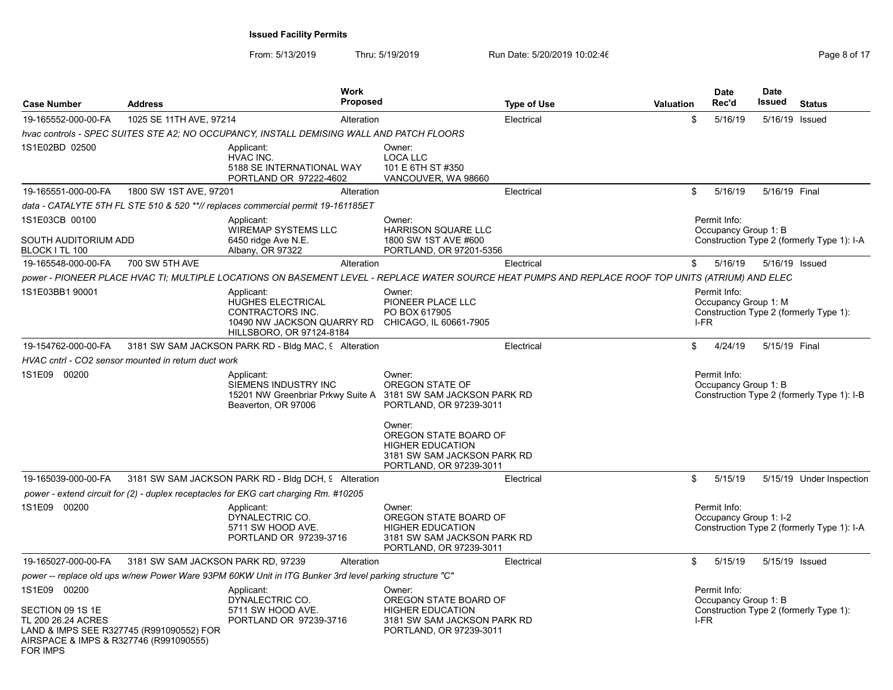**Issued Facility Permits**

From: 5/13/2019 Thru: 5/19/2019 Run Date: 5/20/2019 10:02:46

| Case Number | Address | Work Proposed | Type of Use | Valuation | Date Rec'd | Date Issued | Status |
|---|---|---|---|---|---|---|---|
| 19-165552-000-00-FA | 1025 SE 11TH AVE, 97214 | Alteration | Electrical | $ | 5/16/19 | 5/16/19 | Issued |

*hvac controls - SPEC SUITES STE A2; NO OCCUPANCY, INSTALL DEMISING WALL AND PATCH FLOORS*

1S1E02BD 02500

Applicant: HVAC INC. 5188 SE INTERNATIONAL WAY PORTLAND OR 97222-4602

Owner: LOCA LLC 101 E 6TH ST #350 VANCOUVER, WA 98660

---

| Case Number | Address | Work Proposed | Type of Use | Valuation | Date Rec'd | Date Issued | Status |
|---|---|---|---|---|---|---|---|
| 19-165551-000-00-FA | 1800 SW 1ST AVE, 97201 | Alteration | Electrical | $ | 5/16/19 | 5/16/19 | Final |

*data - CATALYTE 5TH FL STE 510 & 520 \*\*// replaces commercial permit 19-161185ET*

1S1E03CB 00100

SOUTH AUDITORIUM ADD BLOCK I TL 100

Applicant: WIREMAP SYSTEMS LLC 6450 ridge Ave N.E. Albany, OR 97322

Owner: HARRISON SQUARE LLC 1800 SW 1ST AVE #600 PORTLAND, OR 97201-5356

Permit Info: Occupancy Group 1: B Construction Type 2 (formerly Type 1): I-A

---

| Case Number | Address | Work Proposed | Type of Use | Valuation | Date Rec'd | Date Issued | Status |
|---|---|---|---|---|---|---|---|
| 19-165548-000-00-FA | 700 SW 5TH AVE | Alteration | Electrical | $ | 5/16/19 | 5/16/19 | Issued |

*power - PIONEER PLACE HVAC TI; MULTIPLE LOCATIONS ON BASEMENT LEVEL - REPLACE WATER SOURCE HEAT PUMPS AND REPLACE ROOF TOP UNITS (ATRIUM) AND ELEC*

1S1E03BB1 90001

Applicant: HUGHES ELECTRICAL CONTRACTORS INC. 10490 NW JACKSON QUARRY RD HILLSBORO, OR 97124-8184

Owner: PIONEER PLACE LLC PO BOX 617905 CHICAGO, IL 60661-7905

Permit Info: Occupancy Group 1: M Construction Type 2 (formerly Type 1): I-FR

---

| Case Number | Address | Work Proposed | Type of Use | Valuation | Date Rec'd | Date Issued | Status |
|---|---|---|---|---|---|---|---|
| 19-154762-000-00-FA | 3181 SW SAM JACKSON PARK RD - Bldg MAC, 9 | Alteration | Electrical | $ | 4/24/19 | 5/15/19 | Final |

*HVAC cntrl - CO2 sensor mounted in return duct work*

1S1E09 00200

Applicant: SIEMENS INDUSTRY INC 15201 NW Greenbriar Prkwy Suite A Beaverton, OR 97006

Owner: OREGON STATE OF 3181 SW SAM JACKSON PARK RD PORTLAND, OR 97239-3011

Owner: OREGON STATE BOARD OF HIGHER EDUCATION 3181 SW SAM JACKSON PARK RD PORTLAND, OR 97239-3011

Permit Info: Occupancy Group 1: B Construction Type 2 (formerly Type 1): I-B

---

| Case Number | Address | Work Proposed | Type of Use | Valuation | Date Rec'd | Date Issued | Status |
|---|---|---|---|---|---|---|---|
| 19-165039-000-00-FA | 3181 SW SAM JACKSON PARK RD - Bldg DCH, 9 | Alteration | Electrical | $ | 5/15/19 | 5/15/19 | Under Inspection |

*power - extend circuit for (2) - duplex receptacles for EKG cart charging Rm. #10205*

1S1E09 00200

Applicant: DYNALECTRIC CO. 5711 SW HOOD AVE. PORTLAND OR 97239-3716

Owner: OREGON STATE BOARD OF HIGHER EDUCATION 3181 SW SAM JACKSON PARK RD PORTLAND, OR 97239-3011

Permit Info: Occupancy Group 1: I-2 Construction Type 2 (formerly Type 1): I-A

---

| Case Number | Address | Work Proposed | Type of Use | Valuation | Date Rec'd | Date Issued | Status |
|---|---|---|---|---|---|---|---|
| 19-165027-000-00-FA | 3181 SW SAM JACKSON PARK RD, 97239 | Alteration | Electrical | $ | 5/15/19 | 5/15/19 | Issued |

*power -- replace old ups w/new Power Ware 93PM 60KW Unit in ITG Bunker 3rd level parking structure "C"*

1S1E09 00200

SECTION 09 1S 1E TL 200 26.24 ACRES LAND & IMPS SEE R327745 (R991090552) FOR AIRSPACE & IMPS & R327746 (R991090555) FOR IMPS

Applicant: DYNALECTRIC CO. 5711 SW HOOD AVE. PORTLAND OR 97239-3716

Owner: OREGON STATE BOARD OF HIGHER EDUCATION 3181 SW SAM JACKSON PARK RD PORTLAND, OR 97239-3011

Permit Info: Occupancy Group 1: B Construction Type 2 (formerly Type 1): I-FR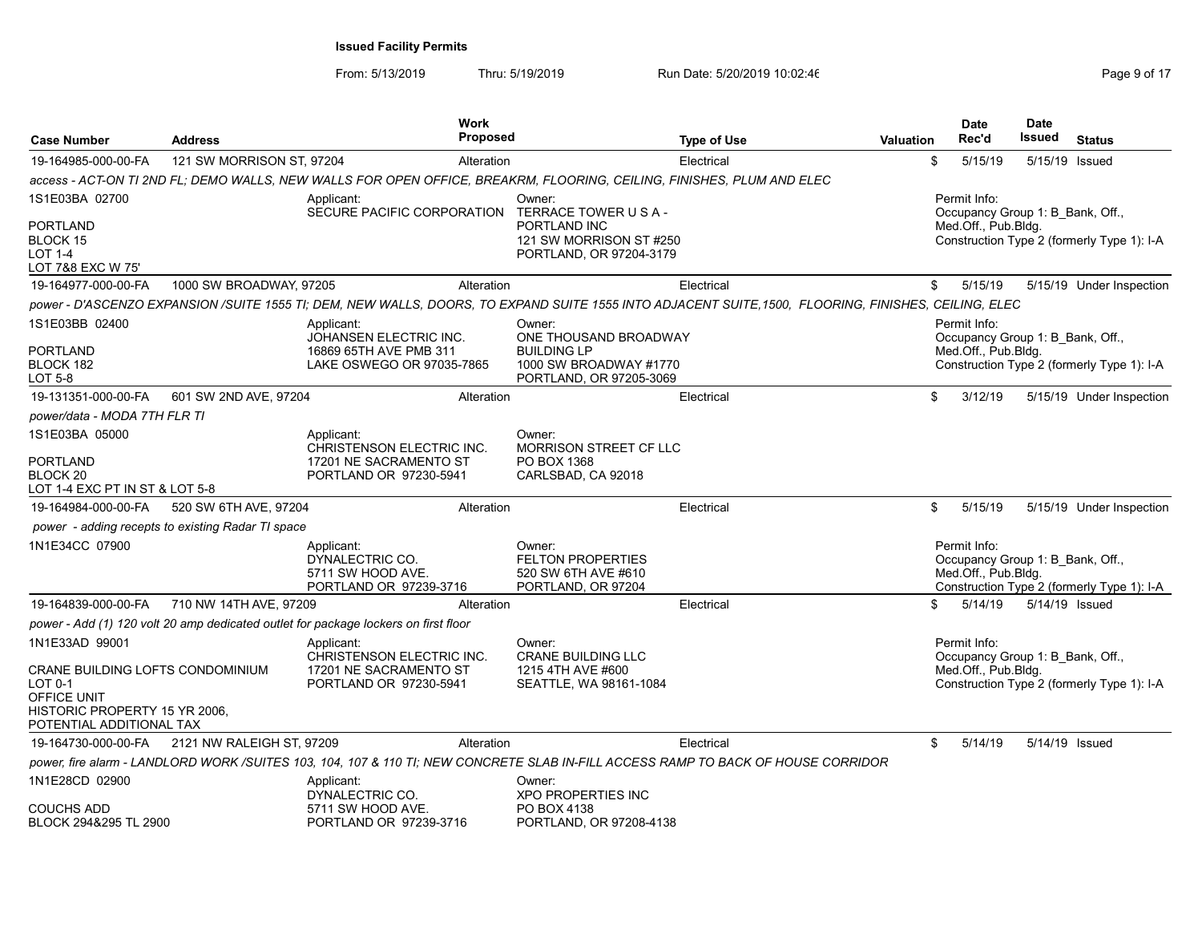**Issued Facility Permits**

From: 5/13/2019 Thru: 5/19/2019 Run Date: 5/20/2019 10:02:46

| Case Number | Address | Work Proposed | Type of Use | Valuation | Date Rec'd | Date Issued | Status |
|---|---|---|---|---|---|---|---|
| 19-164985-000-00-FA | 121 SW MORRISON ST, 97204 | Alteration | Electrical | $ | 5/15/19 | 5/15/19 | Issued |

*access - ACT-ON TI 2ND FL; DEMO WALLS, NEW WALLS FOR OPEN OFFICE, BREAKRM, FLOORING, CEILING, FINISHES, PLUM AND ELEC*

1S1E03BA 02700
PORTLAND
BLOCK 15
LOT 1-4
LOT 7&8 EXC W 75'

Applicant: SECURE PACIFIC CORPORATION

Owner: TERRACE TOWER U S A - PORTLAND INC, 121 SW MORRISON ST #250, PORTLAND, OR 97204-3179

Permit Info: Occupancy Group 1: B_Bank, Off., Med.Off., Pub.Bldg. Construction Type 2 (formerly Type 1): I-A

| Case Number | Address | Work Proposed | Type of Use | Valuation | Date Rec'd | Date Issued | Status |
|---|---|---|---|---|---|---|---|
| 19-164977-000-00-FA | 1000 SW BROADWAY, 97205 | Alteration | Electrical | $ | 5/15/19 | 5/15/19 | Under Inspection |

*power - D'ASCENZO EXPANSION /SUITE 1555 TI; DEM, NEW WALLS, DOORS, TO EXPAND SUITE 1555 INTO ADJACENT SUITE,1500, FLOORING, FINISHES, CEILING, ELEC*

1S1E03BB 02400
PORTLAND
BLOCK 182
LOT 5-8

Applicant: JOHANSEN ELECTRIC INC., 16869 65TH AVE PMB 311, LAKE OSWEGO OR 97035-7865

Owner: ONE THOUSAND BROADWAY BUILDING LP, 1000 SW BROADWAY #1770, PORTLAND, OR 97205-3069

Permit Info: Occupancy Group 1: B_Bank, Off., Med.Off., Pub.Bldg. Construction Type 2 (formerly Type 1): I-A

| Case Number | Address | Work Proposed | Type of Use | Valuation | Date Rec'd | Date Issued | Status |
|---|---|---|---|---|---|---|---|
| 19-131351-000-00-FA | 601 SW 2ND AVE, 97204 | Alteration | Electrical | $ | 3/12/19 | 5/15/19 | Under Inspection |

*power/data - MODA 7TH FLR TI*

1S1E03BA 05000
PORTLAND
BLOCK 20
LOT 1-4 EXC PT IN ST & LOT 5-8

Applicant: CHRISTENSON ELECTRIC INC., 17201 NE SACRAMENTO ST, PORTLAND OR 97230-5941

Owner: MORRISON STREET CF LLC, PO BOX 1368, CARLSBAD, CA 92018

| Case Number | Address | Work Proposed | Type of Use | Valuation | Date Rec'd | Date Issued | Status |
|---|---|---|---|---|---|---|---|
| 19-164984-000-00-FA | 520 SW 6TH AVE, 97204 | Alteration | Electrical | $ | 5/15/19 | 5/15/19 | Under Inspection |

*power - adding recepts to existing Radar TI space*

1N1E34CC 07900

Applicant: DYNALECTRIC CO., 5711 SW HOOD AVE., PORTLAND OR 97239-3716

Owner: FELTON PROPERTIES, 520 SW 6TH AVE #610, PORTLAND, OR 97204

Permit Info: Occupancy Group 1: B_Bank, Off., Med.Off., Pub.Bldg. Construction Type 2 (formerly Type 1): I-A

| Case Number | Address | Work Proposed | Type of Use | Valuation | Date Rec'd | Date Issued | Status |
|---|---|---|---|---|---|---|---|
| 19-164839-000-00-FA | 710 NW 14TH AVE, 97209 | Alteration | Electrical | $ | 5/14/19 | 5/14/19 | Issued |

*power - Add (1) 120 volt 20 amp dedicated outlet for package lockers on first floor*

1N1E33AD 99001
CRANE BUILDING LOFTS CONDOMINIUM
LOT 0-1
OFFICE UNIT
HISTORIC PROPERTY 15 YR 2006, POTENTIAL ADDITIONAL TAX

Applicant: CHRISTENSON ELECTRIC INC., 17201 NE SACRAMENTO ST, PORTLAND OR 97230-5941

Owner: CRANE BUILDING LLC, 1215 4TH AVE #600, SEATTLE, WA 98161-1084

Permit Info: Occupancy Group 1: B_Bank, Off., Med.Off., Pub.Bldg. Construction Type 2 (formerly Type 1): I-A

| Case Number | Address | Work Proposed | Type of Use | Valuation | Date Rec'd | Date Issued | Status |
|---|---|---|---|---|---|---|---|
| 19-164730-000-00-FA | 2121 NW RALEIGH ST, 97209 | Alteration | Electrical | $ | 5/14/19 | 5/14/19 | Issued |

*power, fire alarm - LANDLORD WORK /SUITES 103, 104, 107 & 110 TI; NEW CONCRETE SLAB IN-FILL ACCESS RAMP TO BACK OF HOUSE CORRIDOR*

1N1E28CD 02900
COUCHS ADD
BLOCK 294&295 TL 2900

Applicant: DYNALECTRIC CO., 5711 SW HOOD AVE., PORTLAND OR 97239-3716

Owner: XPO PROPERTIES INC, PO BOX 4138, PORTLAND, OR 97208-4138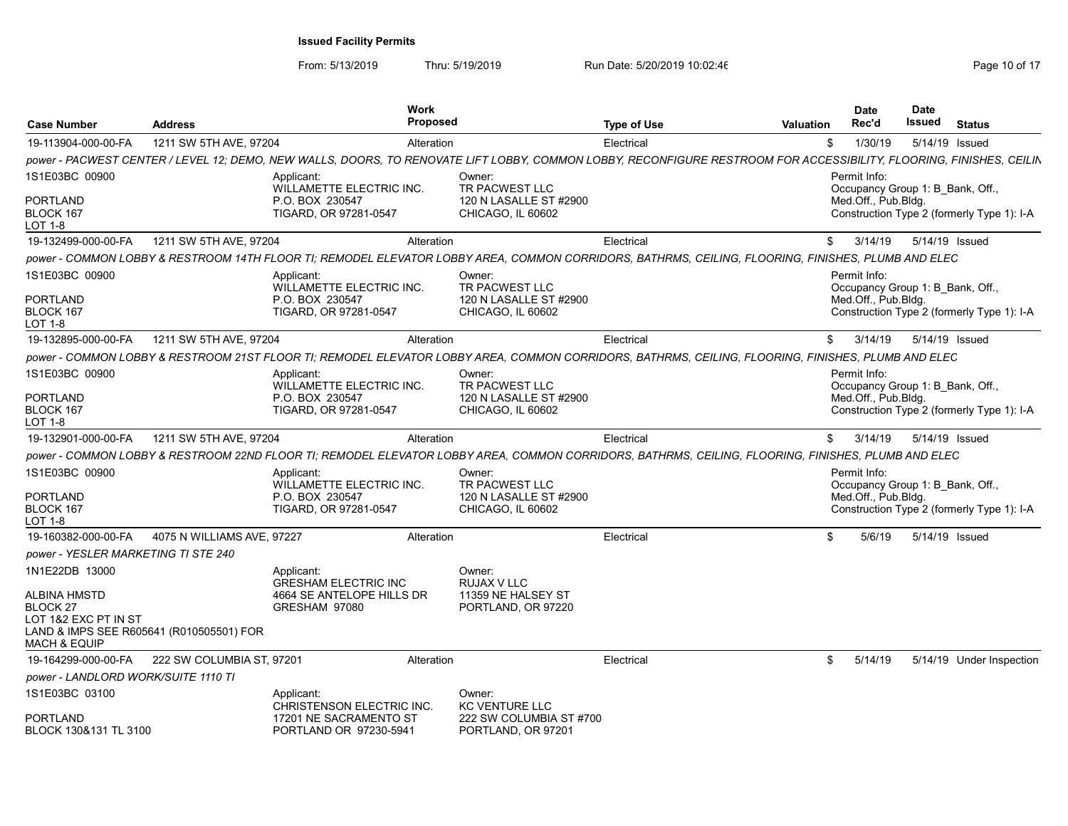**Issued Facility Permits**

From: 5/13/2019 Thru: 5/19/2019 Run Date: 5/20/2019 10:02:46

| Case Number | Address | Work Proposed | Type of Use | Valuation | Date Rec'd | Date Issued | Status |
|---|---|---|---|---|---|---|---|
| 19-113904-000-00-FA | 1211 SW 5TH AVE, 97204 | Alteration | Electrical | $ | 1/30/19 | 5/14/19 | Issued |

*power - PACWEST CENTER / LEVEL 12; DEMO, NEW WALLS, DOORS, TO RENOVATE LIFT LOBBY, COMMON LOBBY, RECONFIGURE RESTROOM FOR ACCESSIBILITY, FLOORING, FINISHES, CEILIN*

1S1E03BC 00900
PORTLAND
BLOCK 167
LOT 1-8

Applicant: WILLAMETTE ELECTRIC INC. P.O. BOX 230547 TIGARD, OR 97281-0547

Owner: TR PACWEST LLC 120 N LASALLE ST #2900 CHICAGO, IL 60602

Permit Info: Occupancy Group 1: B_Bank, Off., Med.Off., Pub.Bldg. Construction Type 2 (formerly Type 1): I-A

| Case Number | Address | Work Proposed | Type of Use | Valuation | Date Rec'd | Date Issued | Status |
|---|---|---|---|---|---|---|---|
| 19-132499-000-00-FA | 1211 SW 5TH AVE, 97204 | Alteration | Electrical | $ | 3/14/19 | 5/14/19 | Issued |

*power - COMMON LOBBY & RESTROOM 14TH FLOOR TI; REMODEL ELEVATOR LOBBY AREA, COMMON CORRIDORS, BATHRMS, CEILING, FLOORING, FINISHES, PLUMB AND ELEC*

1S1E03BC 00900
PORTLAND
BLOCK 167
LOT 1-8

Applicant: WILLAMETTE ELECTRIC INC. P.O. BOX 230547 TIGARD, OR 97281-0547

Owner: TR PACWEST LLC 120 N LASALLE ST #2900 CHICAGO, IL 60602

Permit Info: Occupancy Group 1: B_Bank, Off., Med.Off., Pub.Bldg. Construction Type 2 (formerly Type 1): I-A

| Case Number | Address | Work Proposed | Type of Use | Valuation | Date Rec'd | Date Issued | Status |
|---|---|---|---|---|---|---|---|
| 19-132895-000-00-FA | 1211 SW 5TH AVE, 97204 | Alteration | Electrical | $ | 3/14/19 | 5/14/19 | Issued |

*power - COMMON LOBBY & RESTROOM 21ST FLOOR TI; REMODEL ELEVATOR LOBBY AREA, COMMON CORRIDORS, BATHRMS, CEILING, FLOORING, FINISHES, PLUMB AND ELEC*

1S1E03BC 00900
PORTLAND
BLOCK 167
LOT 1-8

Applicant: WILLAMETTE ELECTRIC INC. P.O. BOX 230547 TIGARD, OR 97281-0547

Owner: TR PACWEST LLC 120 N LASALLE ST #2900 CHICAGO, IL 60602

Permit Info: Occupancy Group 1: B_Bank, Off., Med.Off., Pub.Bldg. Construction Type 2 (formerly Type 1): I-A

| Case Number | Address | Work Proposed | Type of Use | Valuation | Date Rec'd | Date Issued | Status |
|---|---|---|---|---|---|---|---|
| 19-132901-000-00-FA | 1211 SW 5TH AVE, 97204 | Alteration | Electrical | $ | 3/14/19 | 5/14/19 | Issued |

*power - COMMON LOBBY & RESTROOM 22ND FLOOR TI; REMODEL ELEVATOR LOBBY AREA, COMMON CORRIDORS, BATHRMS, CEILING, FLOORING, FINISHES, PLUMB AND ELEC*

1S1E03BC 00900
PORTLAND
BLOCK 167
LOT 1-8

Applicant: WILLAMETTE ELECTRIC INC. P.O. BOX 230547 TIGARD, OR 97281-0547

Owner: TR PACWEST LLC 120 N LASALLE ST #2900 CHICAGO, IL 60602

Permit Info: Occupancy Group 1: B_Bank, Off., Med.Off., Pub.Bldg. Construction Type 2 (formerly Type 1): I-A

| Case Number | Address | Work Proposed | Type of Use | Valuation | Date Rec'd | Date Issued | Status |
|---|---|---|---|---|---|---|---|
| 19-160382-000-00-FA | 4075 N WILLIAMS AVE, 97227 | Alteration | Electrical | $ | 5/6/19 | 5/14/19 | Issued |

*power - YESLER MARKETING TI STE 240*

1N1E22DB 13000
ALBINA HMSTD
BLOCK 27
LOT 1&2 EXC PT IN ST
LAND & IMPS SEE R605641 (R010505501) FOR MACH & EQUIP

Applicant: GRESHAM ELECTRIC INC 4664 SE ANTELOPE HILLS DR GRESHAM 97080

Owner: RUJAX V LLC 11359 NE HALSEY ST PORTLAND, OR 97220

| Case Number | Address | Work Proposed | Type of Use | Valuation | Date Rec'd | Date Issued | Status |
|---|---|---|---|---|---|---|---|
| 19-164299-000-00-FA | 222 SW COLUMBIA ST, 97201 | Alteration | Electrical | $ | 5/14/19 | 5/14/19 | Under Inspection |

*power - LANDLORD WORK/SUITE 1110 TI*

1S1E03BC 03100
PORTLAND
BLOCK 130&131 TL 3100

Applicant: CHRISTENSON ELECTRIC INC. 17201 NE SACRAMENTO ST PORTLAND OR 97230-5941

Owner: KC VENTURE LLC 222 SW COLUMBIA ST #700 PORTLAND, OR 97201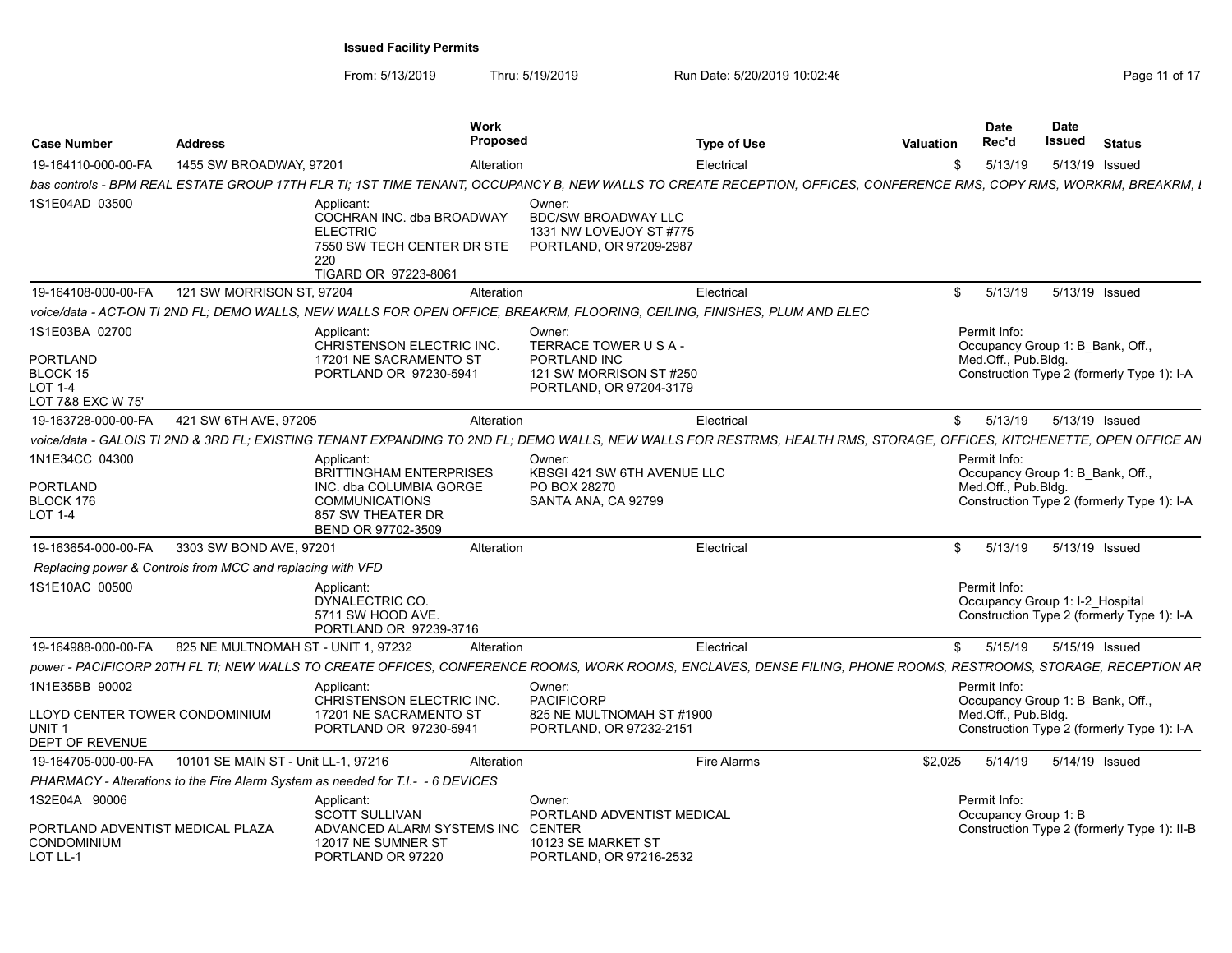**Issued Facility Permits**

From: 5/13/2019 Thru: 5/19/2019 Run Date: 5/20/2019 10:02:46

| Case Number | Address | Work Proposed | Type of Use | Valuation | Date Rec'd | Date Issued | Status |
|---|---|---|---|---|---|---|---|
| 19-164110-000-00-FA | 1455 SW BROADWAY, 97201 | Alteration | Electrical | $ | 5/13/19 | 5/13/19 | Issued |

*bas controls - BPM REAL ESTATE GROUP 17TH FLR TI; 1ST TIME TENANT, OCCUPANCY B, NEW WALLS TO CREATE RECEPTION, OFFICES, CONFERENCE RMS, COPY RMS, WORKRM, BREAKRM, I*

1S1E04AD 03500

Applicant:
COCHRAN INC. dba BROADWAY ELECTRIC
7550 SW TECH CENTER DR STE 220
TIGARD OR 97223-8061

Owner:
BDC/SW BROADWAY LLC
1331 NW LOVEJOY ST #775
PORTLAND, OR 97209-2987

---

| Case Number | Address | Work Proposed | Type of Use | Valuation | Date Rec'd | Date Issued | Status |
|---|---|---|---|---|---|---|---|
| 19-164108-000-00-FA | 121 SW MORRISON ST, 97204 | Alteration | Electrical | $ | 5/13/19 | 5/13/19 | Issued |

*voice/data - ACT-ON TI 2ND FL; DEMO WALLS, NEW WALLS FOR OPEN OFFICE, BREAKRM, FLOORING, CEILING, FINISHES, PLUM AND ELEC*

1S1E03BA 02700
PORTLAND
BLOCK 15
LOT 1-4
LOT 7&8 EXC W 75'

Applicant:
CHRISTENSON ELECTRIC INC.
17201 NE SACRAMENTO ST
PORTLAND OR 97230-5941

Owner:
TERRACE TOWER U S A - PORTLAND INC
121 SW MORRISON ST #250
PORTLAND, OR 97204-3179

Permit Info:
Occupancy Group 1: B_Bank, Off., Med.Off., Pub.Bldg.
Construction Type 2 (formerly Type 1): I-A

---

| Case Number | Address | Work Proposed | Type of Use | Valuation | Date Rec'd | Date Issued | Status |
|---|---|---|---|---|---|---|---|
| 19-163728-000-00-FA | 421 SW 6TH AVE, 97205 | Alteration | Electrical | $ | 5/13/19 | 5/13/19 | Issued |

*voice/data - GALOIS TI 2ND & 3RD FL; EXISTING TENANT EXPANDING TO 2ND FL; DEMO WALLS, NEW WALLS FOR RESTRMS, HEALTH RMS, STORAGE, OFFICES, KITCHENETTE, OPEN OFFICE AN*

1N1E34CC 04300
PORTLAND
BLOCK 176
LOT 1-4

Applicant:
BRITTINGHAM ENTERPRISES INC. dba COLUMBIA GORGE COMMUNICATIONS
857 SW THEATER DR
BEND OR 97702-3509

Owner:
KBSGI 421 SW 6TH AVENUE LLC
PO BOX 28270
SANTA ANA, CA 92799

Permit Info:
Occupancy Group 1: B_Bank, Off., Med.Off., Pub.Bldg.
Construction Type 2 (formerly Type 1): I-A

---

| Case Number | Address | Work Proposed | Type of Use | Valuation | Date Rec'd | Date Issued | Status |
|---|---|---|---|---|---|---|---|
| 19-163654-000-00-FA | 3303 SW BOND AVE, 97201 | Alteration | Electrical | $ | 5/13/19 | 5/13/19 | Issued |

*Replacing power & Controls from MCC and replacing with VFD*

1S1E10AC 00500

Applicant:
DYNALECTRIC CO.
5711 SW HOOD AVE.
PORTLAND OR 97239-3716

Permit Info:
Occupancy Group 1: I-2_Hospital
Construction Type 2 (formerly Type 1): I-A

---

| Case Number | Address | Work Proposed | Type of Use | Valuation | Date Rec'd | Date Issued | Status |
|---|---|---|---|---|---|---|---|
| 19-164988-000-00-FA | 825 NE MULTNOMAH ST - UNIT 1, 97232 | Alteration | Electrical | $ | 5/15/19 | 5/15/19 | Issued |

*power - PACIFICORP 20TH FL TI; NEW WALLS TO CREATE OFFICES, CONFERENCE ROOMS, WORK ROOMS, ENCLAVES, DENSE FILING, PHONE ROOMS, RESTROOMS, STORAGE, RECEPTION AR*

1N1E35BB 90002
LLOYD CENTER TOWER CONDOMINIUM
UNIT 1
DEPT OF REVENUE

Applicant:
CHRISTENSON ELECTRIC INC.
17201 NE SACRAMENTO ST
PORTLAND OR 97230-5941

Owner:
PACIFICORP
825 NE MULTNOMAH ST #1900
PORTLAND, OR 97232-2151

Permit Info:
Occupancy Group 1: B_Bank, Off., Med.Off., Pub.Bldg.
Construction Type 2 (formerly Type 1): I-A

---

| Case Number | Address | Work Proposed | Type of Use | Valuation | Date Rec'd | Date Issued | Status |
|---|---|---|---|---|---|---|---|
| 19-164705-000-00-FA | 10101 SE MAIN ST - Unit LL-1, 97216 | Alteration | Fire Alarms | $2,025 | 5/14/19 | 5/14/19 | Issued |

*PHARMACY - Alterations to the Fire Alarm System as needed for T.I.- - 6 DEVICES*

1S2E04A 90006
PORTLAND ADVENTIST MEDICAL PLAZA CONDOMINIUM
LOT LL-1

Applicant:
SCOTT SULLIVAN
ADVANCED ALARM SYSTEMS INC
12017 NE SUMNER ST
PORTLAND OR 97220

Owner:
PORTLAND ADVENTIST MEDICAL CENTER
10123 SE MARKET ST
PORTLAND, OR 97216-2532

Permit Info:
Occupancy Group 1: B
Construction Type 2 (formerly Type 1): II-B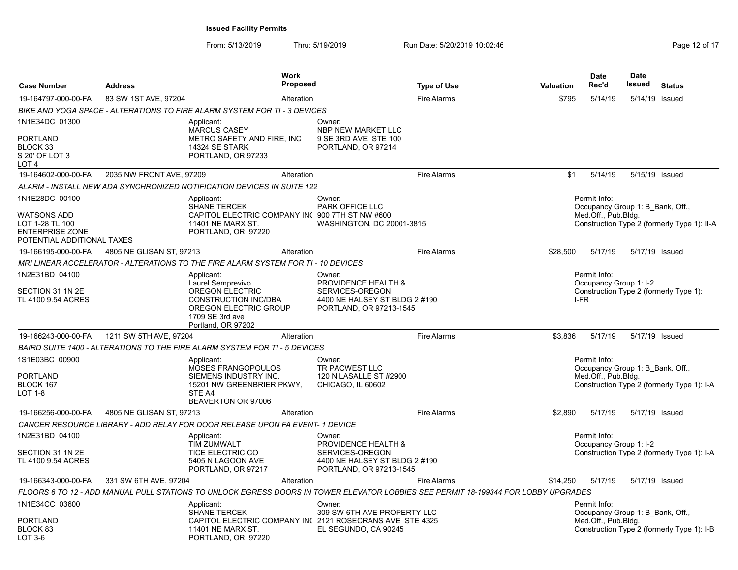**Issued Facility Permits**

From: 5/13/2019 Thru: 5/19/2019 Run Date: 5/20/2019 10:02:46

| Case Number | Address | Work Proposed | Type of Use | Valuation | Date Rec'd | Date Issued | Status |
|---|---|---|---|---|---|---|---|
| 19-164797-000-00-FA | 83 SW 1ST AVE, 97204 | Alteration | Fire Alarms | $795 | 5/14/19 | 5/14/19 | Issued |

*BIKE AND YOGA SPACE - ALTERATIONS TO FIRE ALARM SYSTEM FOR TI - 3 DEVICES*

1N1E34DC 01300
PORTLAND
BLOCK 33
S 20' OF LOT 3
LOT 4

Applicant:
MARCUS CASEY
METRO SAFETY AND FIRE, INC
14324 SE STARK
PORTLAND, OR 97233

Owner:
NBP NEW MARKET LLC
9 SE 3RD AVE STE 100
PORTLAND, OR 97214

---

| Case Number | Address | Work Proposed | Type of Use | Valuation | Date Rec'd | Date Issued | Status |
|---|---|---|---|---|---|---|---|
| 19-164602-000-00-FA | 2035 NW FRONT AVE, 97209 | Alteration | Fire Alarms | $1 | 5/14/19 | 5/15/19 | Issued |

*ALARM - INSTALL NEW ADA SYNCHRONIZED NOTIFICATION DEVICES IN SUITE 122*

1N1E28DC 00100
WATSONS ADD
LOT 1-28 TL 100
ENTERPRISE ZONE
POTENTIAL ADDITIONAL TAXES

Applicant:
SHANE TERCEK
CAPITOL ELECTRIC COMPANY INC
11401 NE MARX ST.
PORTLAND, OR 97220

Owner:
PARK OFFICE LLC
900 7TH ST NW #600
WASHINGTON, DC 20001-3815

Permit Info:
Occupancy Group 1: B_Bank, Off., Med.Off., Pub.Bldg.
Construction Type 2 (formerly Type 1): II-A

---

| Case Number | Address | Work Proposed | Type of Use | Valuation | Date Rec'd | Date Issued | Status |
|---|---|---|---|---|---|---|---|
| 19-166195-000-00-FA | 4805 NE GLISAN ST, 97213 | Alteration | Fire Alarms | $28,500 | 5/17/19 | 5/17/19 | Issued |

*MRI LINEAR ACCELERATOR - ALTERATIONS TO THE FIRE ALARM SYSTEM FOR TI - 10 DEVICES*

1N2E31BD 04100
SECTION 31 1N 2E
TL 4100 9.54 ACRES

Applicant:
Laurel Semprevivo
OREGON ELECTRIC CONSTRUCTION INC/DBA OREGON ELECTRIC GROUP
1709 SE 3rd ave
Portland, OR 97202

Owner:
PROVIDENCE HEALTH & SERVICES-OREGON
4400 NE HALSEY ST BLDG 2 #190
PORTLAND, OR 97213-1545

Permit Info:
Occupancy Group 1: I-2
Construction Type 2 (formerly Type 1): I-FR

---

| Case Number | Address | Work Proposed | Type of Use | Valuation | Date Rec'd | Date Issued | Status |
|---|---|---|---|---|---|---|---|
| 19-166243-000-00-FA | 1211 SW 5TH AVE, 97204 | Alteration | Fire Alarms | $3,836 | 5/17/19 | 5/17/19 | Issued |

*BAIRD SUITE 1400 - ALTERATIONS TO THE FIRE ALARM SYSTEM FOR TI - 5 DEVICES*

1S1E03BC 00900
PORTLAND
BLOCK 167
LOT 1-8

Applicant:
MOSES FRANGOPOULOS
SIEMENS INDUSTRY INC.
15201 NW GREENBRIER PKWY, STE A4
BEAVERTON OR 97006

Owner:
TR PACWEST LLC
120 N LASALLE ST #2900
CHICAGO, IL 60602

Permit Info:
Occupancy Group 1: B_Bank, Off., Med.Off., Pub.Bldg.
Construction Type 2 (formerly Type 1): I-A

---

| Case Number | Address | Work Proposed | Type of Use | Valuation | Date Rec'd | Date Issued | Status |
|---|---|---|---|---|---|---|---|
| 19-166256-000-00-FA | 4805 NE GLISAN ST, 97213 | Alteration | Fire Alarms | $2,890 | 5/17/19 | 5/17/19 | Issued |

*CANCER RESOURCE LIBRARY - ADD RELAY FOR DOOR RELEASE UPON FA EVENT- 1 DEVICE*

1N2E31BD 04100
SECTION 31 1N 2E
TL 4100 9.54 ACRES

Applicant:
TIM ZUMWALT
TICE ELECTRIC CO
5405 N LAGOON AVE
PORTLAND, OR 97217

Owner:
PROVIDENCE HEALTH & SERVICES-OREGON
4400 NE HALSEY ST BLDG 2 #190
PORTLAND, OR 97213-1545

Permit Info:
Occupancy Group 1: I-2
Construction Type 2 (formerly Type 1): I-A

---

| Case Number | Address | Work Proposed | Type of Use | Valuation | Date Rec'd | Date Issued | Status |
|---|---|---|---|---|---|---|---|
| 19-166343-000-00-FA | 331 SW 6TH AVE, 97204 | Alteration | Fire Alarms | $14,250 | 5/17/19 | 5/17/19 | Issued |

*FLOORS 6 TO 12 - ADD MANUAL PULL STATIONS TO UNLOCK EGRESS DOORS IN TOWER ELEVATOR LOBBIES SEE PERMIT 18-199344 FOR LOBBY UPGRADES*

1N1E34CC 03600
PORTLAND
BLOCK 83
LOT 3-6

Applicant:
SHANE TERCEK
CAPITOL ELECTRIC COMPANY INC
11401 NE MARX ST.
PORTLAND, OR 97220

Owner:
309 SW 6TH AVE PROPERTY LLC
2121 ROSECRANS AVE STE 4325
EL SEGUNDO, CA 90245

Permit Info:
Occupancy Group 1: B_Bank, Off., Med.Off., Pub.Bldg.
Construction Type 2 (formerly Type 1): I-B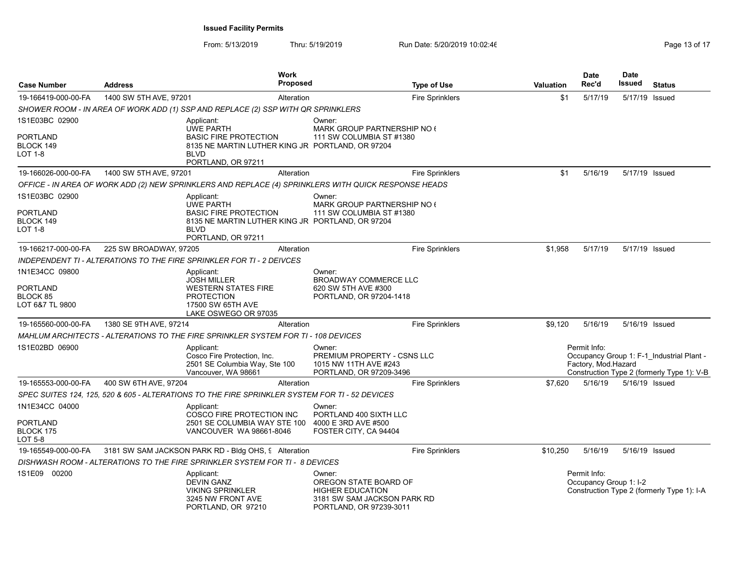**Issued Facility Permits**

From: 5/13/2019 Thru: 5/19/2019 Run Date: 5/20/2019 10:02:46

| Case Number | Address | Work Proposed | Type of Use | Valuation | Date Rec'd | Date Issued | Status |
|---|---|---|---|---|---|---|---|
| 19-166419-000-00-FA | 1400 SW 5TH AVE, 97201 | Alteration | Fire Sprinklers | $1 | 5/17/19 | 5/17/19 | Issued |

*SHOWER ROOM - IN AREA OF WORK ADD (1) SSP AND REPLACE (2) SSP WITH QR SPRINKLERS*

1S1E03BC 02900
PORTLAND
BLOCK 149
LOT 1-8

Applicant:
UWE PARTH
BASIC FIRE PROTECTION
8135 NE MARTIN LUTHER KING JR BLVD
PORTLAND, OR 97211

Owner:
MARK GROUP PARTNERSHIP NO 6
111 SW COLUMBIA ST #1380
PORTLAND, OR 97204

| Case Number | Address | Work Proposed | Type of Use | Valuation | Date Rec'd | Date Issued | Status |
|---|---|---|---|---|---|---|---|
| 19-166026-000-00-FA | 1400 SW 5TH AVE, 97201 | Alteration | Fire Sprinklers | $1 | 5/16/19 | 5/17/19 | Issued |

*OFFICE - IN AREA OF WORK ADD (2) NEW SPRINKLERS AND REPLACE (4) SPRINKLERS WITH QUICK RESPONSE HEADS*

1S1E03BC 02900
PORTLAND
BLOCK 149
LOT 1-8

Applicant:
UWE PARTH
BASIC FIRE PROTECTION
8135 NE MARTIN LUTHER KING JR BLVD
PORTLAND, OR 97211

Owner:
MARK GROUP PARTNERSHIP NO 6
111 SW COLUMBIA ST #1380
PORTLAND, OR 97204

| Case Number | Address | Work Proposed | Type of Use | Valuation | Date Rec'd | Date Issued | Status |
|---|---|---|---|---|---|---|---|
| 19-166217-000-00-FA | 225 SW BROADWAY, 97205 | Alteration | Fire Sprinklers | $1,958 | 5/17/19 | 5/17/19 | Issued |

*INDEPENDENT TI - ALTERATIONS TO THE FIRE SPRINKLER FOR TI - 2 DEIVCES*

1N1E34CC 09800
PORTLAND
BLOCK 85
LOT 6&7 TL 9800

Applicant:
JOSH MILLER
WESTERN STATES FIRE PROTECTION
17500 SW 65TH AVE
LAKE OSWEGO OR 97035

Owner:
BROADWAY COMMERCE LLC
620 SW 5TH AVE #300
PORTLAND, OR 97204-1418

| Case Number | Address | Work Proposed | Type of Use | Valuation | Date Rec'd | Date Issued | Status |
|---|---|---|---|---|---|---|---|
| 19-165560-000-00-FA | 1380 SE 9TH AVE, 97214 | Alteration | Fire Sprinklers | $9,120 | 5/16/19 | 5/16/19 | Issued |

*MAHLUM ARCHITECTS - ALTERATIONS TO THE FIRE SPRINKLER SYSTEM FOR TI - 108 DEVICES*

1S1E02BD 06900

Applicant:
Cosco Fire Protection, Inc.
2501 SE Columbia Way, Ste 100
Vancouver, WA 98661

Owner:
PREMIUM PROPERTY - CSNS LLC
1015 NW 11TH AVE #243
PORTLAND, OR 97209-3496

Permit Info:
Occupancy Group 1: F-1_Industrial Plant - Factory, Mod.Hazard
Construction Type 2 (formerly Type 1): V-B

| Case Number | Address | Work Proposed | Type of Use | Valuation | Date Rec'd | Date Issued | Status |
|---|---|---|---|---|---|---|---|
| 19-165553-000-00-FA | 400 SW 6TH AVE, 97204 | Alteration | Fire Sprinklers | $7,620 | 5/16/19 | 5/16/19 | Issued |

*SPEC SUITES 124, 125, 520 & 605 - ALTERATIONS TO THE FIRE SPRINKLER SYSTEM FOR TI - 52 DEVICES*

1N1E34CC 04000
PORTLAND
BLOCK 175
LOT 5-8

Applicant:
COSCO FIRE PROTECTION INC
2501 SE COLUMBIA WAY STE 100
VANCOUVER WA 98661-8046

Owner:
PORTLAND 400 SIXTH LLC
4000 E 3RD AVE #500
FOSTER CITY, CA 94404

| Case Number | Address | Work Proposed | Type of Use | Valuation | Date Rec'd | Date Issued | Status |
|---|---|---|---|---|---|---|---|
| 19-165549-000-00-FA | 3181 SW SAM JACKSON PARK RD - Bldg OHS, 9 | Alteration | Fire Sprinklers | $10,250 | 5/16/19 | 5/16/19 | Issued |

*DISHWASH ROOM - ALTERATIONS TO THE FIRE SPRINKLER SYSTEM FOR TI - 8 DEVICES*

1S1E09 00200

Applicant:
DEVIN GANZ
VIKING SPRINKLER
3245 NW FRONT AVE
PORTLAND, OR 97210

Owner:
OREGON STATE BOARD OF HIGHER EDUCATION
3181 SW SAM JACKSON PARK RD
PORTLAND, OR 97239-3011

Permit Info:
Occupancy Group 1: I-2
Construction Type 2 (formerly Type 1): I-A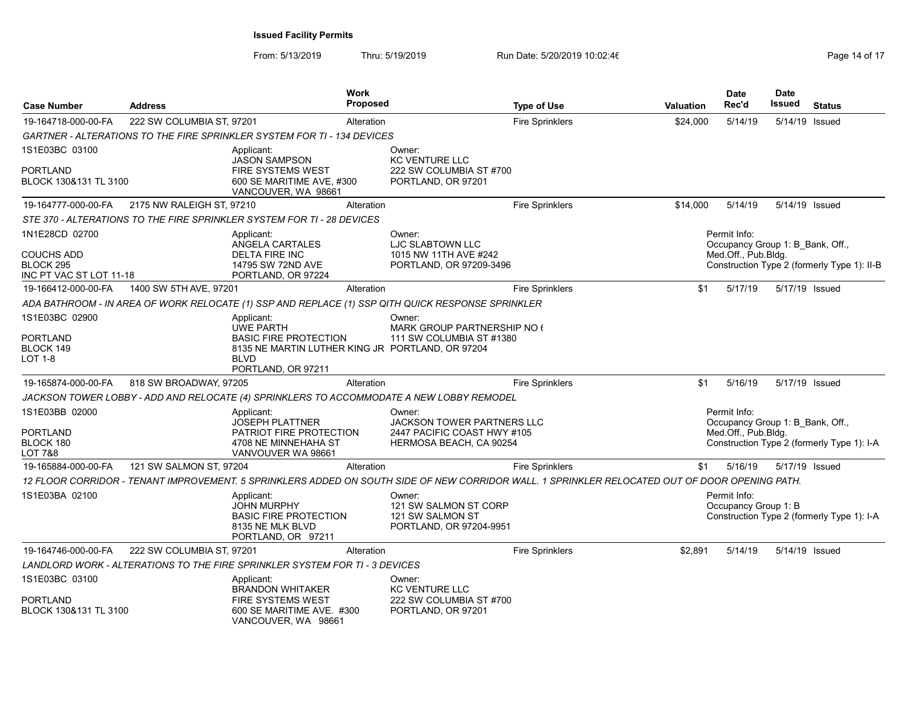**Issued Facility Permits**

From: 5/13/2019 Thru: 5/19/2019 Run Date: 5/20/2019 10:02:46

| Case Number | Address | Work Proposed | Type of Use | Valuation | Date Rec'd | Date Issued | Status |
|---|---|---|---|---|---|---|---|
| 19-164718-000-00-FA | 222 SW COLUMBIA ST, 97201 | Alteration | Fire Sprinklers | $24,000 | 5/14/19 | 5/14/19 | Issued |

*GARTNER - ALTERATIONS TO THE FIRE SPRINKLER SYSTEM FOR TI - 134 DEVICES*

1S1E03BC 03100
PORTLAND
BLOCK 130&131 TL 3100

Applicant:
JASON SAMPSON
FIRE SYSTEMS WEST
600 SE MARITIME AVE, #300
VANCOUVER, WA 98661

Owner:
KC VENTURE LLC
222 SW COLUMBIA ST #700
PORTLAND, OR 97201

| Case Number | Address | Work Proposed | Type of Use | Valuation | Date Rec'd | Date Issued | Status |
|---|---|---|---|---|---|---|---|
| 19-164777-000-00-FA | 2175 NW RALEIGH ST, 97210 | Alteration | Fire Sprinklers | $14,000 | 5/14/19 | 5/14/19 | Issued |

*STE 370 - ALTERATIONS TO THE FIRE SPRINKLER SYSTEM FOR TI - 28 DEVICES*

1N1E28CD 02700
COUCHS ADD
BLOCK 295
INC PT VAC ST LOT 11-18

Applicant:
ANGELA CARTALES
DELTA FIRE INC
14795 SW 72ND AVE
PORTLAND, OR 97224

Owner:
LJC SLABTOWN LLC
1015 NW 11TH AVE #242
PORTLAND, OR 97209-3496

Permit Info:
Occupancy Group 1: B_Bank, Off., Med.Off., Pub.Bldg.
Construction Type 2 (formerly Type 1): II-B

| Case Number | Address | Work Proposed | Type of Use | Valuation | Date Rec'd | Date Issued | Status |
|---|---|---|---|---|---|---|---|
| 19-166412-000-00-FA | 1400 SW 5TH AVE, 97201 | Alteration | Fire Sprinklers | $1 | 5/17/19 | 5/17/19 | Issued |

*ADA BATHROOM - IN AREA OF WORK RELOCATE (1) SSP AND REPLACE (1) SSP QITH QUICK RESPONSE SPRINKLER*

1S1E03BC 02900
PORTLAND
BLOCK 149
LOT 1-8

Applicant:
UWE PARTH
BASIC FIRE PROTECTION
8135 NE MARTIN LUTHER KING JR BLVD
PORTLAND, OR 97211

Owner:
MARK GROUP PARTNERSHIP NO 6
111 SW COLUMBIA ST #1380
PORTLAND, OR 97204

| Case Number | Address | Work Proposed | Type of Use | Valuation | Date Rec'd | Date Issued | Status |
|---|---|---|---|---|---|---|---|
| 19-165874-000-00-FA | 818 SW BROADWAY, 97205 | Alteration | Fire Sprinklers | $1 | 5/16/19 | 5/17/19 | Issued |

*JACKSON TOWER LOBBY - ADD AND RELOCATE (4) SPRINKLERS TO ACCOMMODATE A NEW LOBBY REMODEL*

1S1E03BB 02000
PORTLAND
BLOCK 180
LOT 7&8

Applicant:
JOSEPH PLATTNER
PATRIOT FIRE PROTECTION
4708 NE MINNEHAHA ST
VANVOUVER WA 98661

Owner:
JACKSON TOWER PARTNERS LLC
2447 PACIFIC COAST HWY #105
HERMOSA BEACH, CA 90254

Permit Info:
Occupancy Group 1: B_Bank, Off., Med.Off., Pub.Bldg.
Construction Type 2 (formerly Type 1): I-A

| Case Number | Address | Work Proposed | Type of Use | Valuation | Date Rec'd | Date Issued | Status |
|---|---|---|---|---|---|---|---|
| 19-165884-000-00-FA | 121 SW SALMON ST, 97204 | Alteration | Fire Sprinklers | $1 | 5/16/19 | 5/17/19 | Issued |

*12 FLOOR CORRIDOR - TENANT IMPROVEMENT. 5 SPRINKLERS ADDED ON SOUTH SIDE OF NEW CORRIDOR WALL. 1 SPRINKLER RELOCATED OUT OF DOOR OPENING PATH.*

1S1E03BA 02100

Applicant:
JOHN MURPHY
BASIC FIRE PROTECTION
8135 NE MLK BLVD
PORTLAND, OR 97211

Owner:
121 SW SALMON ST CORP
121 SW SALMON ST
PORTLAND, OR 97204-9951

Permit Info:
Occupancy Group 1: B
Construction Type 2 (formerly Type 1): I-A

| Case Number | Address | Work Proposed | Type of Use | Valuation | Date Rec'd | Date Issued | Status |
|---|---|---|---|---|---|---|---|
| 19-164746-000-00-FA | 222 SW COLUMBIA ST, 97201 | Alteration | Fire Sprinklers | $2,891 | 5/14/19 | 5/14/19 | Issued |

*LANDLORD WORK - ALTERATIONS TO THE FIRE SPRINKLER SYSTEM FOR TI - 3 DEVICES*

1S1E03BC 03100
PORTLAND
BLOCK 130&131 TL 3100

Applicant:
BRANDON WHITAKER
FIRE SYSTEMS WEST
600 SE MARITIME AVE. #300
VANCOUVER, WA 98661

Owner:
KC VENTURE LLC
222 SW COLUMBIA ST #700
PORTLAND, OR 97201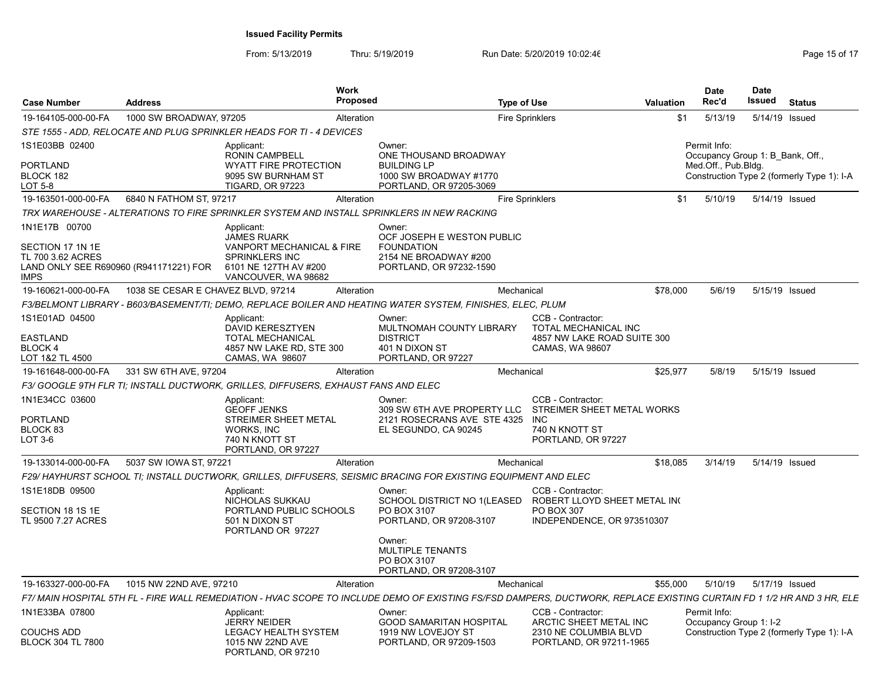# Issued Facility Permits

From: 5/13/2019 Thru: 5/19/2019 Run Date: 5/20/2019 10:02:46

| Case Number | Address | Work Proposed | Type of Use | Valuation | Date Rec'd | Date Issued | Status |
|---|---|---|---|---|---|---|---|
| 19-164105-000-00-FA | 1000 SW BROADWAY, 97205 | Alteration | Fire Sprinklers | $1 | 5/13/19 | 5/14/19 | Issued |

*STE 1555 - ADD, RELOCATE AND PLUG SPRINKLER HEADS FOR TI - 4 DEVICES*

1S1E03BB 02400
PORTLAND
BLOCK 182
LOT 5-8

Applicant:
RONIN CAMPBELL
WYATT FIRE PROTECTION
9095 SW BURNHAM ST
TIGARD, OR 97223

Owner:
ONE THOUSAND BROADWAY BUILDING LP
1000 SW BROADWAY #1770
PORTLAND, OR 97205-3069

Permit Info:
Occupancy Group 1: B_Bank, Off., Med.Off., Pub.Bldg.
Construction Type 2 (formerly Type 1): I-A

---

| Case Number | Address | Work Proposed | Type of Use | Valuation | Date Rec'd | Date Issued | Status |
|---|---|---|---|---|---|---|---|
| 19-163501-000-00-FA | 6840 N FATHOM ST, 97217 | Alteration | Fire Sprinklers | $1 | 5/10/19 | 5/14/19 | Issued |

*TRX WAREHOUSE - ALTERATIONS TO FIRE SPRINKLER SYSTEM AND INSTALL SPRINKLERS IN NEW RACKING*

1N1E17B 00700
SECTION 17 1N 1E
TL 700 3.62 ACRES
LAND ONLY SEE R690960 (R941171221) FOR IMPS

Applicant:
JAMES RUARK
VANPORT MECHANICAL & FIRE SPRINKLERS INC
6101 NE 127TH AV #200
VANCOUVER, WA 98682

Owner:
OCF JOSEPH E WESTON PUBLIC FOUNDATION
2154 NE BROADWAY #200
PORTLAND, OR 97232-1590

---

| Case Number | Address | Work Proposed | Type of Use | Valuation | Date Rec'd | Date Issued | Status |
|---|---|---|---|---|---|---|---|
| 19-160621-000-00-FA | 1038 SE CESAR E CHAVEZ BLVD, 97214 | Alteration | Mechanical | $78,000 | 5/6/19 | 5/15/19 | Issued |

*F3/BELMONT LIBRARY - B603/BASEMENT/TI; DEMO, REPLACE BOILER AND HEATING WATER SYSTEM, FINISHES, ELEC, PLUM*

1S1E01AD 04500
EASTLAND
BLOCK 4
LOT 1&2 TL 4500

Applicant:
DAVID KERESZTYEN
TOTAL MECHANICAL
4857 NW LAKE RD, STE 300
CAMAS, WA 98607

Owner:
MULTNOMAH COUNTY LIBRARY DISTRICT
401 N DIXON ST
PORTLAND, OR 97227

CCB - Contractor:
TOTAL MECHANICAL INC
4857 NW LAKE ROAD SUITE 300
CAMAS, WA 98607

---

| Case Number | Address | Work Proposed | Type of Use | Valuation | Date Rec'd | Date Issued | Status |
|---|---|---|---|---|---|---|---|
| 19-161648-000-00-FA | 331 SW 6TH AVE, 97204 | Alteration | Mechanical | $25,977 | 5/8/19 | 5/15/19 | Issued |

*F3/ GOOGLE 9TH FLR TI; INSTALL DUCTWORK, GRILLES, DIFFUSERS, EXHAUST FANS AND ELEC*

1N1E34CC 03600
PORTLAND
BLOCK 83
LOT 3-6

Applicant:
GEOFF JENKS
STREIMER SHEET METAL WORKS, INC
740 N KNOTT ST
PORTLAND, OR 97227

Owner:
309 SW 6TH AVE PROPERTY LLC
2121 ROSECRANS AVE STE 4325
EL SEGUNDO, CA 90245

CCB - Contractor:
STREIMER SHEET METAL WORKS INC
740 N KNOTT ST
PORTLAND, OR 97227

---

| Case Number | Address | Work Proposed | Type of Use | Valuation | Date Rec'd | Date Issued | Status |
|---|---|---|---|---|---|---|---|
| 19-133014-000-00-FA | 5037 SW IOWA ST, 97221 | Alteration | Mechanical | $18,085 | 3/14/19 | 5/14/19 | Issued |

*F29/ HAYHURST SCHOOL TI; INSTALL DUCTWORK, GRILLES, DIFFUSERS, SEISMIC BRACING FOR EXISTING EQUIPMENT AND ELEC*

1S1E18DB 09500
SECTION 18 1S 1E
TL 9500 7.27 ACRES

Applicant:
NICHOLAS SUKKAU
PORTLAND PUBLIC SCHOOLS
501 N DIXON ST
PORTLAND OR 97227

Owner:
SCHOOL DISTRICT NO 1(LEASED
PO BOX 3107
PORTLAND, OR 97208-3107

Owner:
MULTIPLE TENANTS
PO BOX 3107
PORTLAND, OR 97208-3107

CCB - Contractor:
ROBERT LLOYD SHEET METAL IN(
PO BOX 307
INDEPENDENCE, OR 973510307

---

| Case Number | Address | Work Proposed | Type of Use | Valuation | Date Rec'd | Date Issued | Status |
|---|---|---|---|---|---|---|---|
| 19-163327-000-00-FA | 1015 NW 22ND AVE, 97210 | Alteration | Mechanical | $55,000 | 5/10/19 | 5/17/19 | Issued |

*F7/ MAIN HOSPITAL 5TH FL - FIRE WALL REMEDIATION - HVAC SCOPE TO INCLUDE DEMO OF EXISTING FS/FSD DAMPERS, DUCTWORK, REPLACE EXISTING CURTAIN FD 1 1/2 HR AND 3 HR, ELE*

1N1E33BA 07800
COUCHS ADD
BLOCK 304 TL 7800

Applicant:
JERRY NEIDER
LEGACY HEALTH SYSTEM
1015 NW 22ND AVE
PORTLAND, OR 97210

Owner:
GOOD SAMARITAN HOSPITAL
1919 NW LOVEJOY ST
PORTLAND, OR 97209-1503

CCB - Contractor:
ARCTIC SHEET METAL INC
2310 NE COLUMBIA BLVD
PORTLAND, OR 97211-1965

Permit Info:
Occupancy Group 1: I-2
Construction Type 2 (formerly Type 1): I-A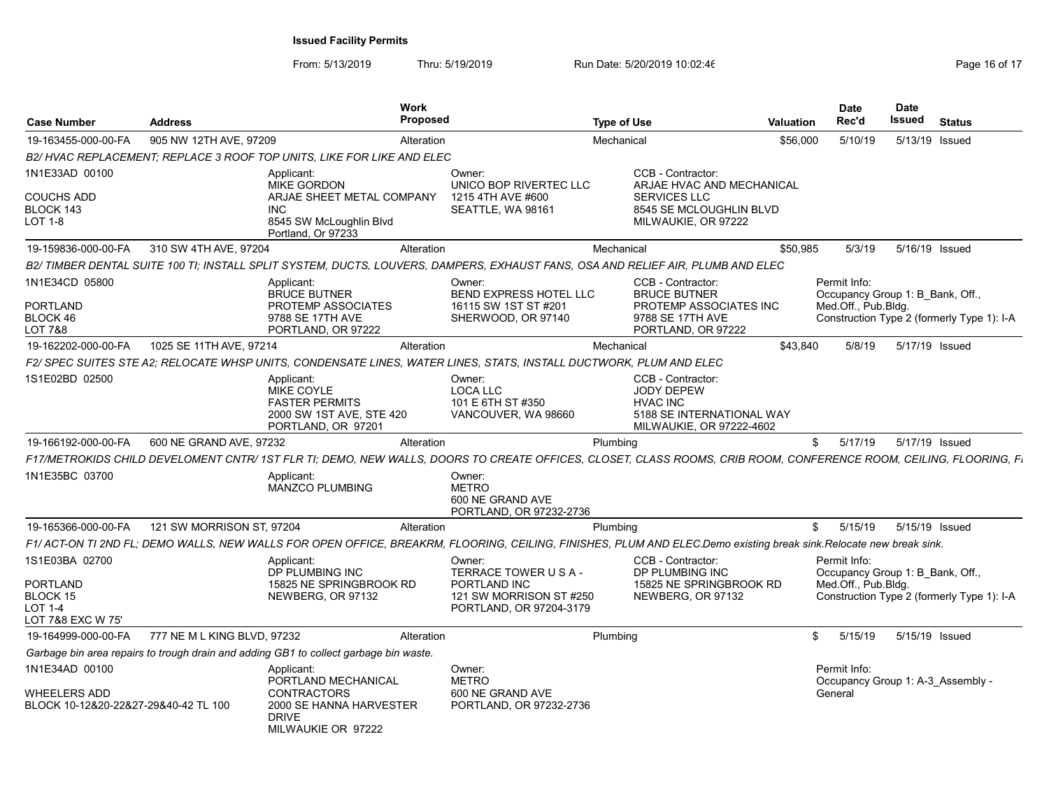**Issued Facility Permits**

From: 5/13/2019 Thru: 5/19/2019 Run Date: 5/20/2019 10:02:46

| Case Number | Address | Work Proposed | Type of Use | Valuation | Date Rec'd | Date Issued | Status |
|---|---|---|---|---|---|---|---|
| 19-163455-000-00-FA | 905 NW 12TH AVE, 97209 | Alteration | Mechanical | $56,000 | 5/10/19 | 5/13/19 | Issued |

*B2/ HVAC REPLACEMENT; REPLACE 3 ROOF TOP UNITS, LIKE FOR LIKE AND ELEC*

1N1E33AD 00100
COUCHS ADD
BLOCK 143
LOT 1-8

Applicant: MIKE GORDON, ARJAE SHEET METAL COMPANY INC, 8545 SW McLoughlin Blvd, Portland, Or 97233

Owner: UNICO BOP RIVERTEC LLC, 1215 4TH AVE #600, SEATTLE, WA 98161

CCB - Contractor: ARJAE HVAC AND MECHANICAL SERVICES LLC, 8545 SE MCLOUGHLIN BLVD, MILWAUKIE, OR 97222

| Case Number | Address | Work Proposed | Type of Use | Valuation | Date Rec'd | Date Issued | Status |
|---|---|---|---|---|---|---|---|
| 19-159836-000-00-FA | 310 SW 4TH AVE, 97204 | Alteration | Mechanical | $50,985 | 5/3/19 | 5/16/19 | Issued |

*B2/ TIMBER DENTAL SUITE 100 TI; INSTALL SPLIT SYSTEM, DUCTS, LOUVERS, DAMPERS, EXHAUST FANS, OSA AND RELIEF AIR, PLUMB AND ELEC*

1N1E34CD 05800
PORTLAND
BLOCK 46
LOT 7&8

Applicant: BRUCE BUTNER, PROTEMP ASSOCIATES, 9788 SE 17TH AVE, PORTLAND, OR 97222

Owner: BEND EXPRESS HOTEL LLC, 16115 SW 1ST ST #201, SHERWOOD, OR 97140

CCB - Contractor: BRUCE BUTNER, PROTEMP ASSOCIATES INC, 9788 SE 17TH AVE, PORTLAND, OR 97222

Permit Info: Occupancy Group 1: B_Bank, Off., Med.Off., Pub.Bldg. Construction Type 2 (formerly Type 1): I-A

| Case Number | Address | Work Proposed | Type of Use | Valuation | Date Rec'd | Date Issued | Status |
|---|---|---|---|---|---|---|---|
| 19-162202-000-00-FA | 1025 SE 11TH AVE, 97214 | Alteration | Mechanical | $43,840 | 5/8/19 | 5/17/19 | Issued |

*F2/ SPEC SUITES STE A2; RELOCATE WHSP UNITS, CONDENSATE LINES, WATER LINES, STATS, INSTALL DUCTWORK, PLUM AND ELEC*

1S1E02BD 02500

Applicant: MIKE COYLE, FASTER PERMITS, 2000 SW 1ST AVE, STE 420, PORTLAND, OR 97201

Owner: LOCA LLC, 101 E 6TH ST #350, VANCOUVER, WA 98660

CCB - Contractor: JODY DEPEW, HVAC INC, 5188 SE INTERNATIONAL WAY, MILWAUKIE, OR 97222-4602

| Case Number | Address | Work Proposed | Type of Use | Valuation | Date Rec'd | Date Issued | Status |
|---|---|---|---|---|---|---|---|
| 19-166192-000-00-FA | 600 NE GRAND AVE, 97232 | Alteration | Plumbing | $ | 5/17/19 | 5/17/19 | Issued |

*F17/METROKIDS CHILD DEVELOMENT CNTR/ 1ST FLR TI; DEMO, NEW WALLS, DOORS TO CREATE OFFICES, CLOSET, CLASS ROOMS, CRIB ROOM, CONFERENCE ROOM, CEILING, FLOORING, F*

1N1E35BC 03700

Applicant: MANZCO PLUMBING

Owner: METRO, 600 NE GRAND AVE, PORTLAND, OR 97232-2736

| Case Number | Address | Work Proposed | Type of Use | Valuation | Date Rec'd | Date Issued | Status |
|---|---|---|---|---|---|---|---|
| 19-165366-000-00-FA | 121 SW MORRISON ST, 97204 | Alteration | Plumbing | $ | 5/15/19 | 5/15/19 | Issued |

*F1/ ACT-ON TI 2ND FL; DEMO WALLS, NEW WALLS FOR OPEN OFFICE, BREAKRM, FLOORING, CEILING, FINISHES, PLUM AND ELEC.Demo existing break sink.Relocate new break sink.*

1S1E03BA 02700
PORTLAND
BLOCK 15
LOT 1-4
LOT 7&8 EXC W 75'

Applicant: DP PLUMBING INC, 15825 NE SPRINGBROOK RD, NEWBERG, OR 97132

Owner: TERRACE TOWER U S A - PORTLAND INC, 121 SW MORRISON ST #250, PORTLAND, OR 97204-3179

CCB - Contractor: DP PLUMBING INC, 15825 NE SPRINGBROOK RD, NEWBERG, OR 97132

Permit Info: Occupancy Group 1: B_Bank, Off., Med.Off., Pub.Bldg. Construction Type 2 (formerly Type 1): I-A

| Case Number | Address | Work Proposed | Type of Use | Valuation | Date Rec'd | Date Issued | Status |
|---|---|---|---|---|---|---|---|
| 19-164999-000-00-FA | 777 NE M L KING BLVD, 97232 | Alteration | Plumbing | $ | 5/15/19 | 5/15/19 | Issued |

*Garbage bin area repairs to trough drain and adding GB1 to collect garbage bin waste.*

1N1E34AD 00100
WHEELERS ADD
BLOCK 10-12&20-22&27-29&40-42 TL 100

Applicant: PORTLAND MECHANICAL CONTRACTORS, 2000 SE HANNA HARVESTER DRIVE, MILWAUKIE OR 97222

Owner: METRO, 600 NE GRAND AVE, PORTLAND, OR 97232-2736

Permit Info: Occupancy Group 1: A-3_Assembly - General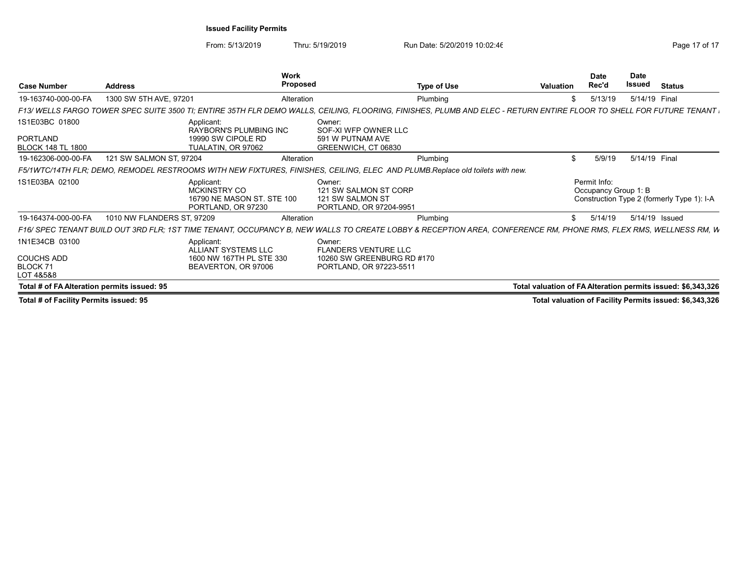**Issued Facility Permits**

From: 5/13/2019 Thru: 5/19/2019 Run Date: 5/20/2019 10:02:46

| Case Number | Address | Work Proposed | Type of Use | Valuation | Date Rec'd | Date Issued | Status |
|---|---|---|---|---|---|---|---|
| 19-163740-000-00-FA | 1300 SW 5TH AVE, 97201 | Alteration | Plumbing | $ | 5/13/19 | 5/14/19 | Final |

*F13/ WELLS FARGO TOWER SPEC SUITE 3500 TI; ENTIRE 35TH FLR DEMO WALLS, CEILING, FLOORING, FINISHES, PLUMB AND ELEC - RETURN ENTIRE FLOOR TO SHELL FOR FUTURE TENANT I*

1S1E03BC 01800
PORTLAND
BLOCK 148 TL 1800

Applicant:
RAYBORN'S PLUMBING INC
19990 SW CIPOLE RD
TUALATIN, OR 97062

Owner:
SOF-XI WFP OWNER LLC
591 W PUTNAM AVE
GREENWICH, CT 06830

| Case Number | Address | Work Proposed | Type of Use | Valuation | Date Rec'd | Date Issued | Status |
|---|---|---|---|---|---|---|---|
| 19-162306-000-00-FA | 121 SW SALMON ST, 97204 | Alteration | Plumbing | $ | 5/9/19 | 5/14/19 | Final |

*F5/1WTC/14TH FLR; DEMO, REMODEL RESTROOMS WITH NEW FIXTURES, FINISHES, CEILING, ELEC AND PLUMB.Replace old toilets with new.*

1S1E03BA 02100

Applicant:
MCKINSTRY CO
16790 NE MASON ST. STE 100
PORTLAND, OR 97230

Owner:
121 SW SALMON ST CORP
121 SW SALMON ST
PORTLAND, OR 97204-9951

Permit Info:
Occupancy Group 1: B
Construction Type 2 (formerly Type 1): I-A

| Case Number | Address | Work Proposed | Type of Use | Valuation | Date Rec'd | Date Issued | Status |
|---|---|---|---|---|---|---|---|
| 19-164374-000-00-FA | 1010 NW FLANDERS ST, 97209 | Alteration | Plumbing | $ | 5/14/19 | 5/14/19 | Issued |

*F16/ SPEC TENANT BUILD OUT 3RD FLR; 1ST TIME TENANT, OCCUPANCY B, NEW WALLS TO CREATE LOBBY & RECEPTION AREA, CONFERENCE RM, PHONE RMS, FLEX RMS, WELLNESS RM, W*

1N1E34CB 03100
COUCHS ADD
BLOCK 71
LOT 4&5&8

Applicant:
ALLIANT SYSTEMS LLC
1600 NW 167TH PL STE 330
BEAVERTON, OR 97006

Owner:
FLANDERS VENTURE LLC
10260 SW GREENBURG RD #170
PORTLAND, OR 97223-5511

**Total # of FA Alteration permits issued: 95** — **Total valuation of FA Alteration permits issued: $6,343,326**

**Total # of Facility Permits issued: 95** — **Total valuation of Facility Permits issued: $6,343,326**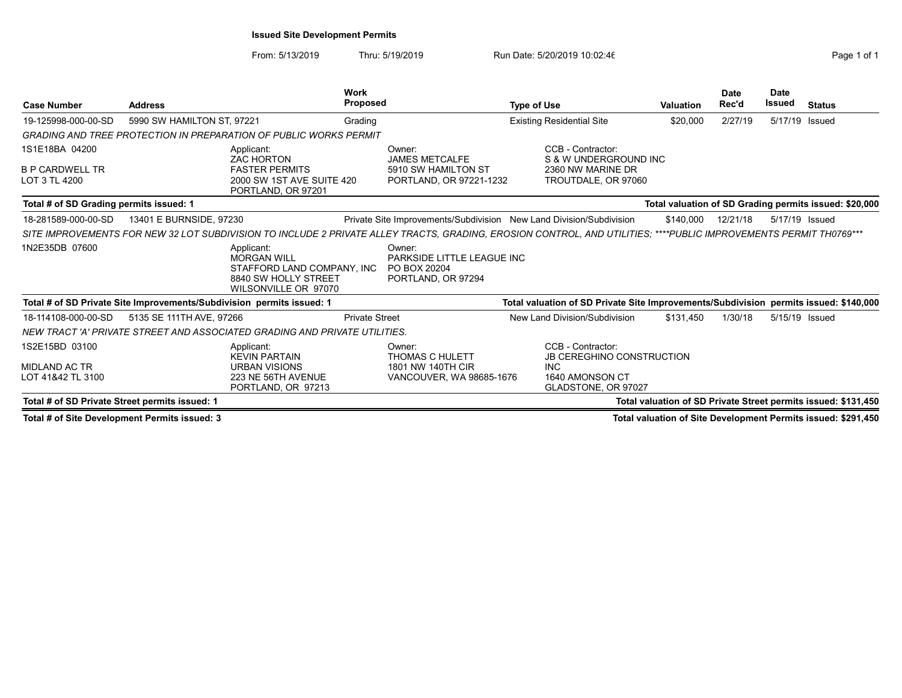**Issued Site Development Permits**

From: 5/13/2019 Thru: 5/19/2019 Run Date: 5/20/2019 10:02:46

| Case Number | Address | Work Proposed | Type of Use | Valuation | Date Rec'd | Date Issued | Status |
|---|---|---|---|---|---|---|---|
| 19-125998-000-00-SD | 5990 SW HAMILTON ST, 97221 | Grading | Existing Residential Site | $20,000 | 2/27/19 | 5/17/19 | Issued |

*GRADING AND TREE PROTECTION IN PREPARATION OF PUBLIC WORKS PERMIT*

1S1E18BA 04200
B P CARDWELL TR
LOT 3 TL 4200

Applicant:
ZAC HORTON
FASTER PERMITS
2000 SW 1ST AVE SUITE 420
PORTLAND, OR 97201

Owner:
JAMES METCALFE
5910 SW HAMILTON ST
PORTLAND, OR 97221-1232

CCB - Contractor:
S & W UNDERGROUND INC
2360 NW MARINE DR
TROUTDALE, OR 97060

**Total # of SD Grading permits issued: 1** — **Total valuation of SD Grading permits issued: $20,000**

| Case Number | Address | Work Proposed | Type of Use | Valuation | Date Rec'd | Date Issued | Status |
|---|---|---|---|---|---|---|---|
| 18-281589-000-00-SD | 13401 E BURNSIDE, 97230 | Private Site Improvements/Subdivision | New Land Division/Subdivision | $140,000 | 12/21/18 | 5/17/19 | Issued |

*SITE IMPROVEMENTS FOR NEW 32 LOT SUBDIVISION TO INCLUDE 2 PRIVATE ALLEY TRACTS, GRADING, EROSION CONTROL, AND UTILITIES; ****PUBLIC IMPROVEMENTS PERMIT TH0769****

1N2E35DB 07600

Applicant:
MORGAN WILL
STAFFORD LAND COMPANY, INC
8840 SW HOLLY STREET
WILSONVILLE OR 97070

Owner:
PARKSIDE LITTLE LEAGUE INC
PO BOX 20204
PORTLAND, OR 97294

**Total # of SD Private Site Improvements/Subdivision permits issued: 1** — **Total valuation of SD Private Site Improvements/Subdivision permits issued: $140,000**

| Case Number | Address | Work Proposed | Type of Use | Valuation | Date Rec'd | Date Issued | Status |
|---|---|---|---|---|---|---|---|
| 18-114108-000-00-SD | 5135 SE 111TH AVE, 97266 | Private Street | New Land Division/Subdivision | $131,450 | 1/30/18 | 5/15/19 | Issued |

*NEW TRACT 'A' PRIVATE STREET AND ASSOCIATED GRADING AND PRIVATE UTILITIES.*

1S2E15BD 03100
MIDLAND AC TR
LOT 41&42 TL 3100

Applicant:
KEVIN PARTAIN
URBAN VISIONS
223 NE 56TH AVENUE
PORTLAND, OR 97213

Owner:
THOMAS C HULETT
1801 NW 140TH CIR
VANCOUVER, WA 98685-1676

CCB - Contractor:
JB CEREGHINO CONSTRUCTION INC
1640 AMONSON CT
GLADSTONE, OR 97027

**Total # of SD Private Street permits issued: 1** — **Total valuation of SD Private Street permits issued: $131,450**

**Total # of Site Development Permits issued: 3** — **Total valuation of Site Development Permits issued: $291,450**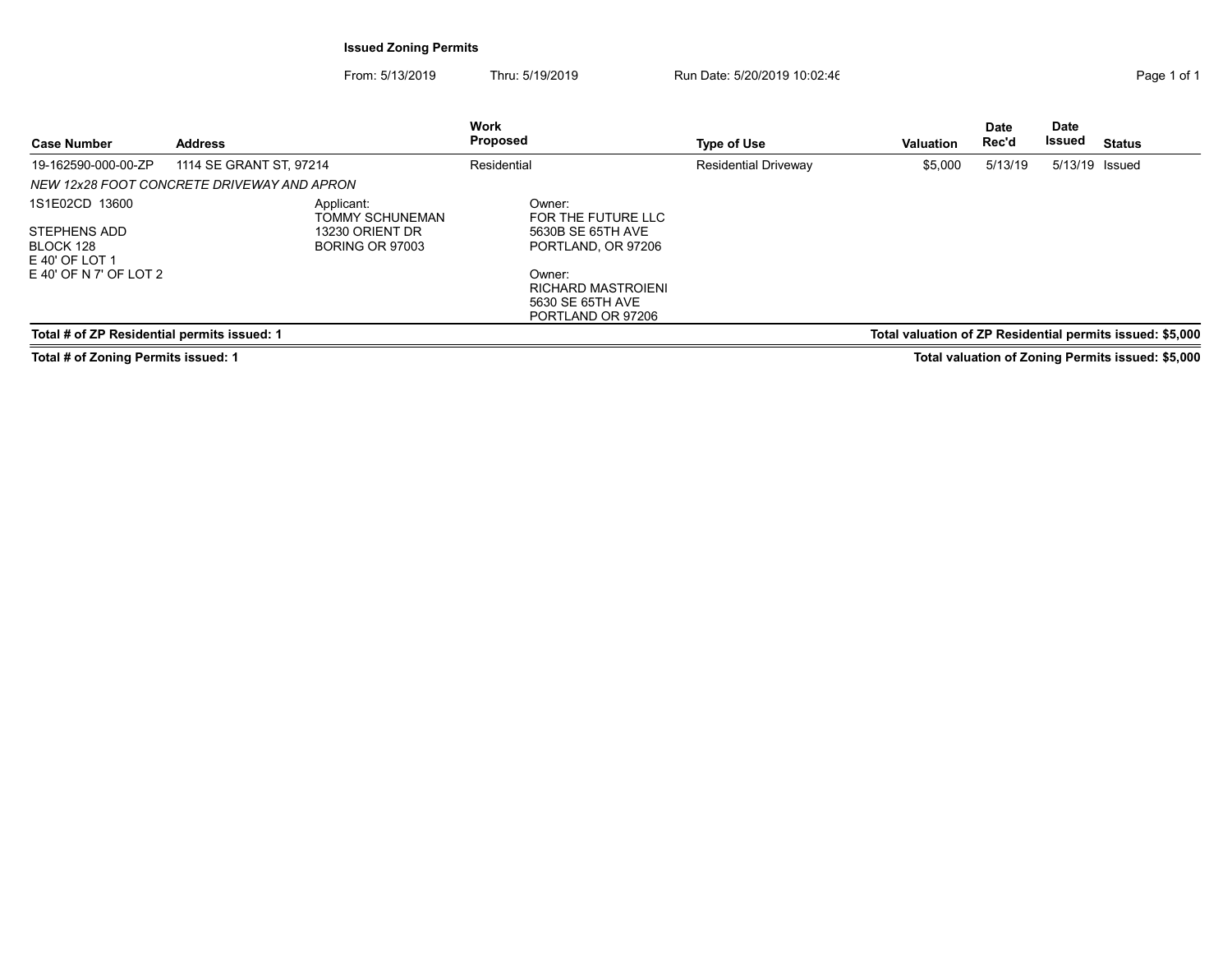**Issued Zoning Permits**

From: 5/13/2019 Thru: 5/19/2019 Run Date: 5/20/2019 10:02:46

| Case Number | Address | Work Proposed | Type of Use | Valuation | Date Rec'd | Date Issued | Status |
|---|---|---|---|---|---|---|---|
| 19-162590-000-00-ZP | 1114 SE GRANT ST, 97214 | Residential | Residential Driveway | $5,000 | 5/13/19 | 5/13/19 | Issued |

*NEW 12x28 FOOT CONCRETE DRIVEWAY AND APRON*

1S1E02CD 13600

STEPHENS ADD
BLOCK 128
E 40' OF LOT 1
E 40' OF N 7' OF LOT 2

Applicant:
TOMMY SCHUNEMAN
13230 ORIENT DR
BORING OR 97003

Owner:
FOR THE FUTURE LLC
5630B SE 65TH AVE
PORTLAND, OR 97206

Owner:
RICHARD MASTROIENI
5630 SE 65TH AVE
PORTLAND OR 97206

**Total # of ZP Residential permits issued: 1** | **Total valuation of ZP Residential permits issued: $5,000**

**Total # of Zoning Permits issued: 1** | **Total valuation of Zoning Permits issued: $5,000**